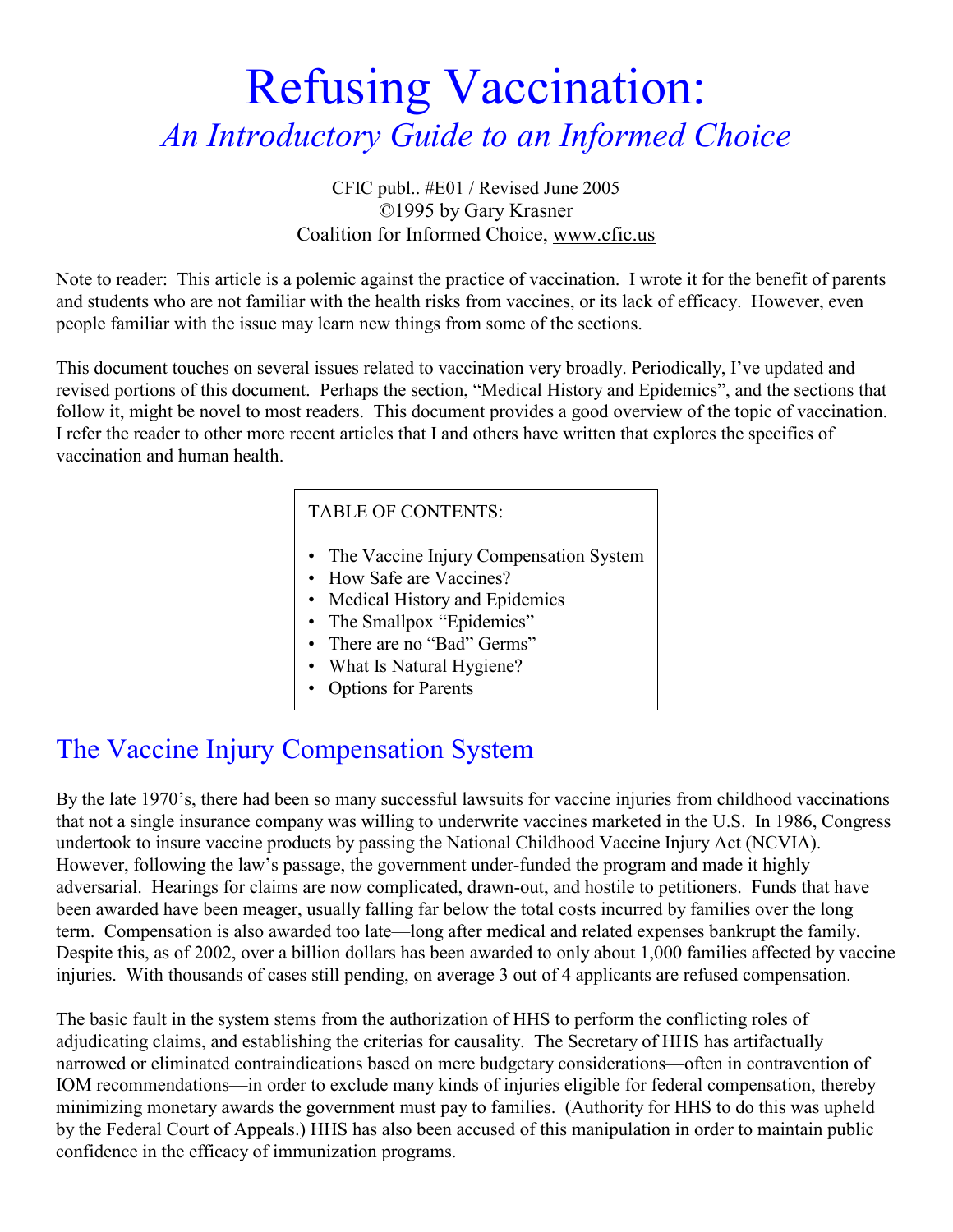# Refusing Vaccination:

## *An Introductory Guide to an Informed Choice*

CFIC publ.. #E01 / Revised June 2005
©1995 by Gary Krasner
Coalition for Informed Choice, www.cfic.us

Note to reader: This article is a polemic against the practice of vaccination. I wrote it for the benefit of parents and students who are not familiar with the health risks from vaccines, or its lack of efficacy. However, even people familiar with the issue may learn new things from some of the sections.

This document touches on several issues related to vaccination very broadly. Periodically, I've updated and revised portions of this document. Perhaps the section, "Medical History and Epidemics", and the sections that follow it, might be novel to most readers. This document provides a good overview of the topic of vaccination. I refer the reader to other more recent articles that I and others have written that explores the specifics of vaccination and human health.

TABLE OF CONTENTS:

- The Vaccine Injury Compensation System
- How Safe are Vaccines?
- Medical History and Epidemics
- The Smallpox "Epidemics"
- There are no "Bad" Germs"
- What Is Natural Hygiene?
- Options for Parents

## The Vaccine Injury Compensation System

By the late 1970's, there had been so many successful lawsuits for vaccine injuries from childhood vaccinations that not a single insurance company was willing to underwrite vaccines marketed in the U.S. In 1986, Congress undertook to insure vaccine products by passing the National Childhood Vaccine Injury Act (NCVIA). However, following the law's passage, the government under-funded the program and made it highly adversarial. Hearings for claims are now complicated, drawn-out, and hostile to petitioners. Funds that have been awarded have been meager, usually falling far below the total costs incurred by families over the long term. Compensation is also awarded too late—long after medical and related expenses bankrupt the family. Despite this, as of 2002, over a billion dollars has been awarded to only about 1,000 families affected by vaccine injuries. With thousands of cases still pending, on average 3 out of 4 applicants are refused compensation.

The basic fault in the system stems from the authorization of HHS to perform the conflicting roles of adjudicating claims, and establishing the criterias for causality. The Secretary of HHS has artifactually narrowed or eliminated contraindications based on mere budgetary considerations—often in contravention of IOM recommendations—in order to exclude many kinds of injuries eligible for federal compensation, thereby minimizing monetary awards the government must pay to families. (Authority for HHS to do this was upheld by the Federal Court of Appeals.) HHS has also been accused of this manipulation in order to maintain public confidence in the efficacy of immunization programs.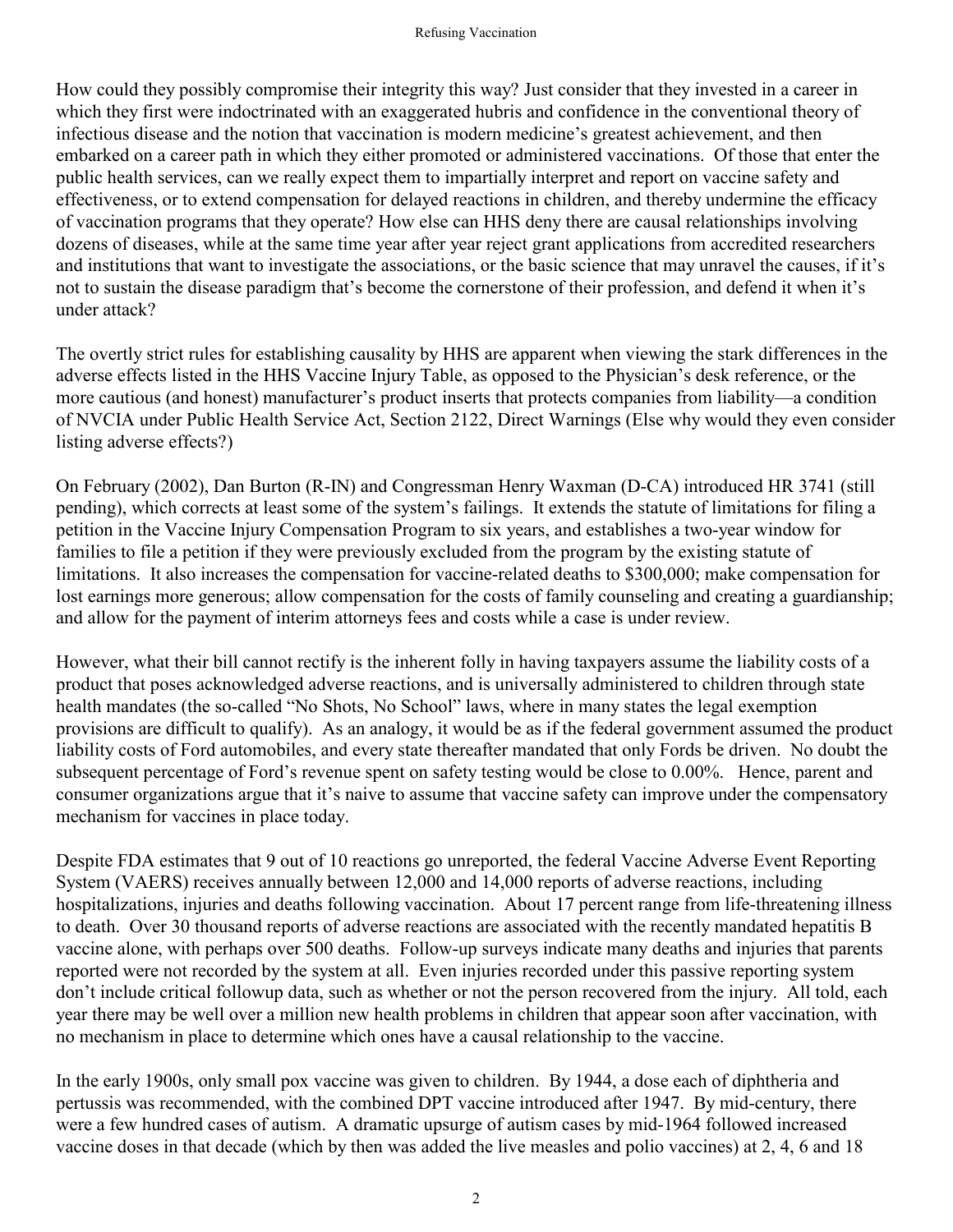How could they possibly compromise their integrity this way? Just consider that they invested in a career in which they first were indoctrinated with an exaggerated hubris and confidence in the conventional theory of infectious disease and the notion that vaccination is modern medicine's greatest achievement, and then embarked on a career path in which they either promoted or administered vaccinations. Of those that enter the public health services, can we really expect them to impartially interpret and report on vaccine safety and effectiveness, or to extend compensation for delayed reactions in children, and thereby undermine the efficacy of vaccination programs that they operate? How else can HHS deny there are causal relationships involving dozens of diseases, while at the same time year after year reject grant applications from accredited researchers and institutions that want to investigate the associations, or the basic science that may unravel the causes, if it's not to sustain the disease paradigm that's become the cornerstone of their profession, and defend it when it's under attack?

The overtly strict rules for establishing causality by HHS are apparent when viewing the stark differences in the adverse effects listed in the HHS Vaccine Injury Table, as opposed to the Physician's desk reference, or the more cautious (and honest) manufacturer's product inserts that protects companies from liability—a condition of NVCIA under Public Health Service Act, Section 2122, Direct Warnings (Else why would they even consider listing adverse effects?)

On February (2002), Dan Burton (R-IN) and Congressman Henry Waxman (D-CA) introduced HR 3741 (still pending), which corrects at least some of the system's failings. It extends the statute of limitations for filing a petition in the Vaccine Injury Compensation Program to six years, and establishes a two-year window for families to file a petition if they were previously excluded from the program by the existing statute of limitations. It also increases the compensation for vaccine-related deaths to $300,000; make compensation for lost earnings more generous; allow compensation for the costs of family counseling and creating a guardianship; and allow for the payment of interim attorneys fees and costs while a case is under review.

However, what their bill cannot rectify is the inherent folly in having taxpayers assume the liability costs of a product that poses acknowledged adverse reactions, and is universally administered to children through state health mandates (the so-called "No Shots, No School" laws, where in many states the legal exemption provisions are difficult to qualify). As an analogy, it would be as if the federal government assumed the product liability costs of Ford automobiles, and every state thereafter mandated that only Fords be driven. No doubt the subsequent percentage of Ford's revenue spent on safety testing would be close to 0.00%. Hence, parent and consumer organizations argue that it's naive to assume that vaccine safety can improve under the compensatory mechanism for vaccines in place today.

Despite FDA estimates that 9 out of 10 reactions go unreported, the federal Vaccine Adverse Event Reporting System (VAERS) receives annually between 12,000 and 14,000 reports of adverse reactions, including hospitalizations, injuries and deaths following vaccination. About 17 percent range from life-threatening illness to death. Over 30 thousand reports of adverse reactions are associated with the recently mandated hepatitis B vaccine alone, with perhaps over 500 deaths. Follow-up surveys indicate many deaths and injuries that parents reported were not recorded by the system at all. Even injuries recorded under this passive reporting system don't include critical followup data, such as whether or not the person recovered from the injury. All told, each year there may be well over a million new health problems in children that appear soon after vaccination, with no mechanism in place to determine which ones have a causal relationship to the vaccine.

In the early 1900s, only small pox vaccine was given to children. By 1944, a dose each of diphtheria and pertussis was recommended, with the combined DPT vaccine introduced after 1947. By mid-century, there were a few hundred cases of autism. A dramatic upsurge of autism cases by mid-1964 followed increased vaccine doses in that decade (which by then was added the live measles and polio vaccines) at 2, 4, 6 and 18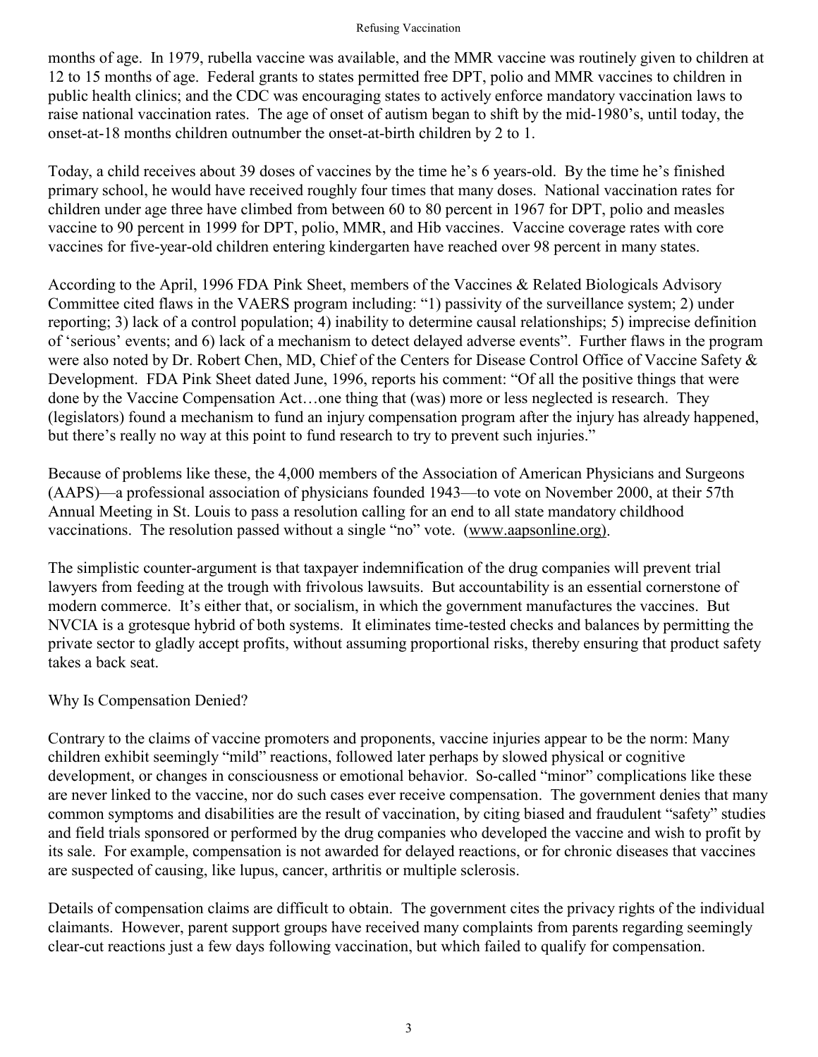months of age. In 1979, rubella vaccine was available, and the MMR vaccine was routinely given to children at 12 to 15 months of age. Federal grants to states permitted free DPT, polio and MMR vaccines to children in public health clinics; and the CDC was encouraging states to actively enforce mandatory vaccination laws to raise national vaccination rates. The age of onset of autism began to shift by the mid-1980's, until today, the onset-at-18 months children outnumber the onset-at-birth children by 2 to 1.

Today, a child receives about 39 doses of vaccines by the time he's 6 years-old. By the time he's finished primary school, he would have received roughly four times that many doses. National vaccination rates for children under age three have climbed from between 60 to 80 percent in 1967 for DPT, polio and measles vaccine to 90 percent in 1999 for DPT, polio, MMR, and Hib vaccines. Vaccine coverage rates with core vaccines for five-year-old children entering kindergarten have reached over 98 percent in many states.

According to the April, 1996 FDA Pink Sheet, members of the Vaccines & Related Biologicals Advisory Committee cited flaws in the VAERS program including: "1) passivity of the surveillance system; 2) under reporting; 3) lack of a control population; 4) inability to determine causal relationships; 5) imprecise definition of 'serious' events; and 6) lack of a mechanism to detect delayed adverse events". Further flaws in the program were also noted by Dr. Robert Chen, MD, Chief of the Centers for Disease Control Office of Vaccine Safety & Development. FDA Pink Sheet dated June, 1996, reports his comment: "Of all the positive things that were done by the Vaccine Compensation Act…one thing that (was) more or less neglected is research. They (legislators) found a mechanism to fund an injury compensation program after the injury has already happened, but there's really no way at this point to fund research to try to prevent such injuries."

Because of problems like these, the 4,000 members of the Association of American Physicians and Surgeons (AAPS)—a professional association of physicians founded 1943—to vote on November 2000, at their 57th Annual Meeting in St. Louis to pass a resolution calling for an end to all state mandatory childhood vaccinations. The resolution passed without a single "no" vote. (www.aapsonline.org).

The simplistic counter-argument is that taxpayer indemnification of the drug companies will prevent trial lawyers from feeding at the trough with frivolous lawsuits. But accountability is an essential cornerstone of modern commerce. It's either that, or socialism, in which the government manufactures the vaccines. But NVCIA is a grotesque hybrid of both systems. It eliminates time-tested checks and balances by permitting the private sector to gladly accept profits, without assuming proportional risks, thereby ensuring that product safety takes a back seat.

Why Is Compensation Denied?

Contrary to the claims of vaccine promoters and proponents, vaccine injuries appear to be the norm: Many children exhibit seemingly "mild" reactions, followed later perhaps by slowed physical or cognitive development, or changes in consciousness or emotional behavior. So-called "minor" complications denies like these are never linked to the vaccine, nor do such cases ever receive compensation. The government denies that many common symptoms and disabilities are the result of vaccination, by citing biased and fraudulent "safety" studies and field trials sponsored or performed by the drug companies who developed the vaccine and wish to profit by its sale. For example, compensation is not awarded for delayed reactions, or for chronic diseases that vaccines are suspected of causing, like lupus, cancer, arthritis or multiple sclerosis.

Details of compensation claims are difficult to obtain. The government cites the privacy rights of the individual claimants. However, parent support groups have received many complaints from parents regarding seemingly clear-cut reactions just a few days following vaccination, but which failed to qualify for compensation.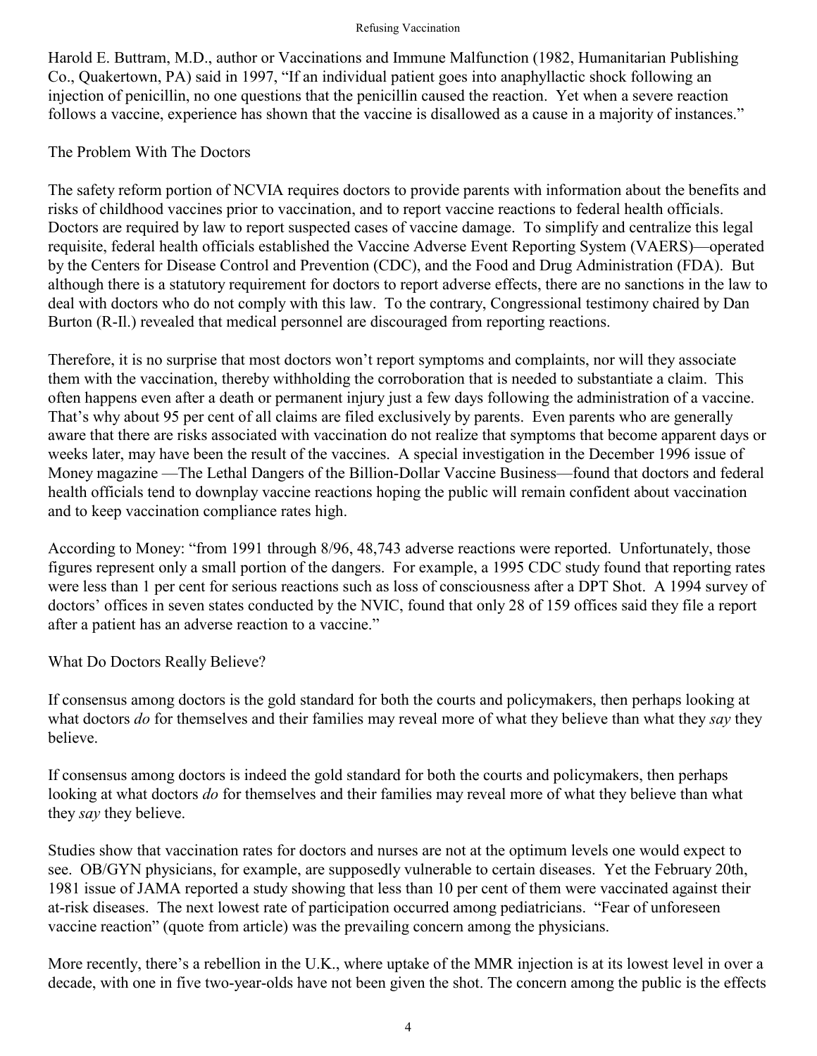Harold E. Buttram, M.D., author or Vaccinations and Immune Malfunction (1982, Humanitarian Publishing Co., Quakertown, PA) said in 1997, "If an individual patient goes into anaphyllactic shock following an injection of penicillin, no one questions that the penicillin caused the reaction. Yet when a severe reaction follows a vaccine, experience has shown that the vaccine is disallowed as a cause in a majority of instances."

## The Problem With The Doctors

The safety reform portion of NCVIA requires doctors to provide parents with information about the benefits and risks of childhood vaccines prior to vaccination, and to report vaccine reactions to federal health officials. Doctors are required by law to report suspected cases of vaccine damage. To simplify and centralize this legal requisite, federal health officials established the Vaccine Adverse Event Reporting System (VAERS)—operated by the Centers for Disease Control and Prevention (CDC), and the Food and Drug Administration (FDA). But although there is a statutory requirement for doctors to report adverse effects, there are no sanctions in the law to deal with doctors who do not comply with this law. To the contrary, Congressional testimony chaired by Dan Burton (R-Il.) revealed that medical personnel are discouraged from reporting reactions.

Therefore, it is no surprise that most doctors won't report symptoms and complaints, nor will they associate them with the vaccination, thereby withholding the corroboration that is needed to substantiate a claim. This often happens even after a death or permanent injury just a few days following the administration of a vaccine. That's why about 95 per cent of all claims are filed exclusively by parents. Even parents who are generally aware that there are risks associated with vaccination do not realize that symptoms that become apparent days or weeks later, may have been the result of the vaccines. A special investigation in the December 1996 issue of Money magazine —The Lethal Dangers of the Billion-Dollar Vaccine Business—found that doctors and federal health officials tend to downplay vaccine reactions hoping the public will remain confident about vaccination and to keep vaccination compliance rates high.

According to Money: "from 1991 through 8/96, 48,743 adverse reactions were reported. Unfortunately, those figures represent only a small portion of the dangers. For example, a 1995 CDC study found that reporting rates were less than 1 per cent for serious reactions such as loss of consciousness after a DPT Shot. A 1994 survey of doctors' offices in seven states conducted by the NVIC, found that only 28 of 159 offices said they file a report after a patient has an adverse reaction to a vaccine."

## What Do Doctors Really Believe?

If consensus among doctors is the gold standard for both the courts and policymakers, then perhaps looking at what doctors *do* for themselves and their families may reveal more of what they believe than what they *say* they believe.

If consensus among doctors is indeed the gold standard for both the courts and policymakers, then perhaps looking at what doctors *do* for themselves and their families may reveal more of what they believe than what they *say* they believe.

Studies show that vaccination rates for doctors and nurses are not at the optimum levels one would expect to see. OB/GYN physicians, for example, are supposedly vulnerable to certain diseases. Yet the February 20th, 1981 issue of JAMA reported a study showing that less than 10 per cent of them were vaccinated against their at-risk diseases. The next lowest rate of participation occurred among pediatricians. "Fear of unforeseen vaccine reaction" (quote from article) was the prevailing concern among the physicians.

More recently, there's a rebellion in the U.K., where uptake of the MMR injection is at its lowest level in over a decade, with one in five two-year-olds have not been given the shot. The concern among the public is the effects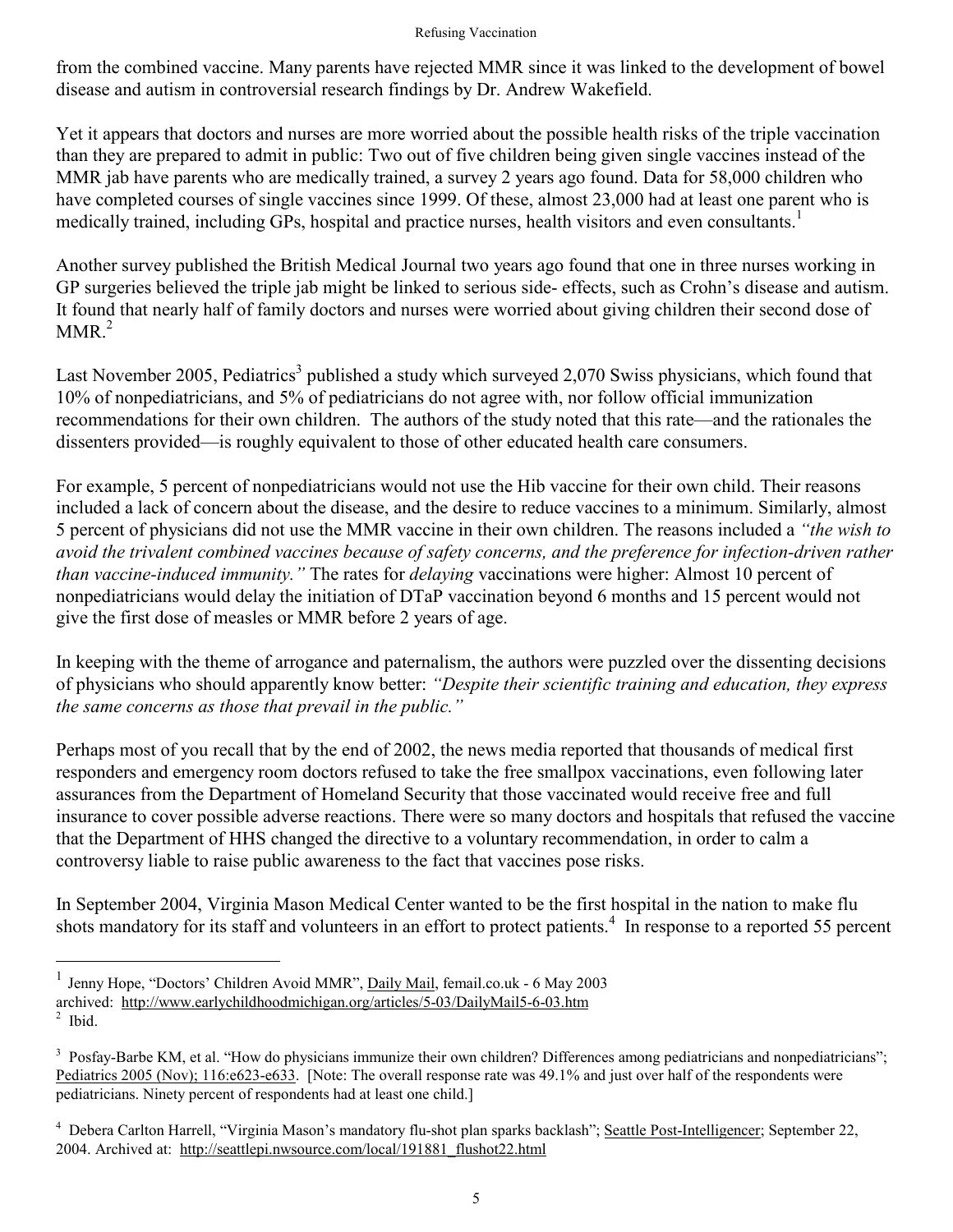from the combined vaccine. Many parents have rejected MMR since it was linked to the development of bowel disease and autism in controversial research findings by Dr. Andrew Wakefield.

Yet it appears that doctors and nurses are more worried about the possible health risks of the triple vaccination than they are prepared to admit in public: Two out of five children being given single vaccines instead of the MMR jab have parents who are medically trained, a survey 2 years ago found. Data for 58,000 children who have completed courses of single vaccines since 1999. Of these, almost 23,000 had at least one parent who is medically trained, including GPs, hospital and practice nurses, health visitors and even consultants.[1]

Another survey published the British Medical Journal two years ago found that one in three nurses working in GP surgeries believed the triple jab might be linked to serious side- effects, such as Crohn's disease and autism. It found that nearly half of family doctors and nurses were worried about giving children their second dose of MMR.[2]

Last November 2005, Pediatrics[3] published a study which surveyed 2,070 Swiss physicians, which found that 10% of nonpediatricians, and 5% of pediatricians do not agree with, nor follow official immunization recommendations for their own children. The authors of the study noted that this rate—and the rationales the dissenters provided—is roughly equivalent to those of other educated health care consumers.

For example, 5 percent of nonpediatricians would not use the Hib vaccine for their own child. Their reasons included a lack of concern about the disease, and the desire to reduce vaccines to a minimum. Similarly, almost 5 percent of physicians did not use the MMR vaccine in their own children. The reasons included a *"the wish to avoid the trivalent combined vaccines because of safety concerns, and the preference for infection-driven rather than vaccine-induced immunity."* The rates for *delaying* vaccinations were higher: Almost 10 percent of nonpediatricians would delay the initiation of DTaP vaccination beyond 6 months and 15 percent would not give the first dose of measles or MMR before 2 years of age.

In keeping with the theme of arrogance and paternalism, the authors were puzzled over the dissenting decisions of physicians who should apparently know better: *"Despite their scientific training and education, they express the same concerns as those that prevail in the public."*

Perhaps most of you recall that by the end of 2002, the news media reported that thousands of medical first responders and emergency room doctors refused to take the free smallpox vaccinations, even following later assurances from the Department of Homeland Security that those vaccinated would receive free and full insurance to cover possible adverse reactions. There were so many doctors and hospitals that refused the vaccine that the Department of HHS changed the directive to a voluntary recommendation, in order to calm a controversy liable to raise public awareness to the fact that vaccines pose risks.

In September 2004, Virginia Mason Medical Center wanted to be the first hospital in the nation to make flu shots mandatory for its staff and volunteers in an effort to protect patients.[4] In response to a reported 55 percent

---

[1] Jenny Hope, "Doctors' Children Avoid MMR", Daily Mail, femail.co.uk - 6 May 2003 archived: http://www.earlychildhoodmichigan.org/articles/5-03/DailyMail5-6-03.htm

[2] Ibid.

[3] Posfay-Barbe KM, et al. "How do physicians immunize their own children? Differences among pediatricians and nonpediatricians"; Pediatrics 2005 (Nov); 116:e623-e633. [Note: The overall response rate was 49.1% and just over half of the respondents were pediatricians. Ninety percent of respondents had at least one child.]

[4] Debera Carlton Harrell, "Virginia Mason's mandatory flu-shot plan sparks backlash"; Seattle Post-Intelligencer; September 22, 2004. Archived at: http://seattlepi.nwsource.com/local/191881_flushot22.html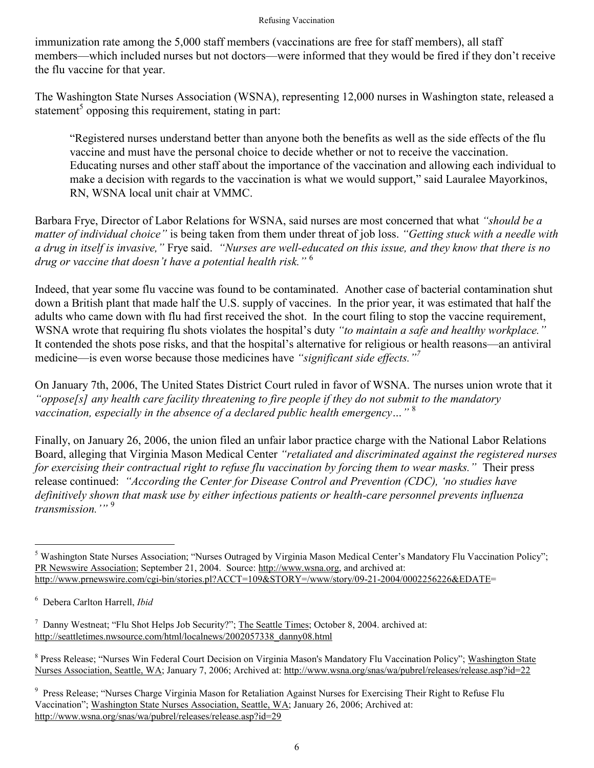immunization rate among the 5,000 staff members (vaccinations are free for staff members), all staff members—which included nurses but not doctors—were informed that they would be fired if they don't receive the flu vaccine for that year.

The Washington State Nurses Association (WSNA), representing 12,000 nurses in Washington state, released a statement[5] opposing this requirement, stating in part:

> "Registered nurses understand better than anyone both the benefits as well as the side effects of the flu vaccine and must have the personal choice to decide whether or not to receive the vaccination. Educating nurses and other staff about the importance of the vaccination and allowing each individual to make a decision with regards to the vaccination is what we would support," said Lauralee Mayorkinos, RN, WSNA local unit chair at VMMC.

Barbara Frye, Director of Labor Relations for WSNA, said nurses are most concerned that what *"should be a matter of individual choice"* is being taken from them under threat of job loss. *"Getting stuck with a needle with a drug in itself is invasive,"* Frye said. *"Nurses are well-educated on this issue, and they know that there is no drug or vaccine that doesn't have a potential health risk."* [6]

Indeed, that year some flu vaccine was found to be contaminated. Another case of bacterial contamination shut down a British plant that made half the U.S. supply of vaccines. In the prior year, it was estimated that half the adults who came down with flu had first received the shot. In the court filing to stop the vaccine requirement, WSNA wrote that requiring flu shots violates the hospital's duty *"to maintain a safe and healthy workplace."* It contended the shots pose risks, and that the hospital's alternative for religious or health reasons—an antiviral medicine—is even worse because those medicines have *"significant side effects."*[7]

On January 7th, 2006, The United States District Court ruled in favor of WSNA. The nurses union wrote that it *"oppose[s] any health care facility threatening to fire people if they do not submit to the mandatory vaccination, especially in the absence of a declared public health emergency…"* [8]

Finally, on January 26, 2006, the union filed an unfair labor practice charge with the National Labor Relations Board, alleging that Virginia Mason Medical Center *"retaliated and discriminated against the registered nurses for exercising their contractual right to refuse flu vaccination by forcing them to wear masks."* Their press release continued: *"According the Center for Disease Control and Prevention (CDC), 'no studies have definitively shown that mask use by either infectious patients or health-care personnel prevents influenza transmission.'"* [9]

---

[5] Washington State Nurses Association; "Nurses Outraged by Virginia Mason Medical Center's Mandatory Flu Vaccination Policy"; PR Newswire Association; September 21, 2004. Source: http://www.wsna.org, and archived at: http://www.prnewswire.com/cgi-bin/stories.pl?ACCT=109&STORY=/www/story/09-21-2004/0002256226&EDATE=

[6] Debera Carlton Harrell, *Ibid*

[7] Danny Westneat; "Flu Shot Helps Job Security?"; The Seattle Times; October 8, 2004. archived at: http://seattletimes.nwsource.com/html/localnews/2002057338_danny08.html

[8] Press Release; "Nurses Win Federal Court Decision on Virginia Mason's Mandatory Flu Vaccination Policy"; Washington State Nurses Association, Seattle, WA; January 7, 2006; Archived at: http://www.wsna.org/snas/wa/pubrel/releases/release.asp?id=22

[9] Press Release; "Nurses Charge Virginia Mason for Retaliation Against Nurses for Exercising Their Right to Refuse Flu Vaccination"; Washington State Nurses Association, Seattle, WA; January 26, 2006; Archived at: http://www.wsna.org/snas/wa/pubrel/releases/release.asp?id=29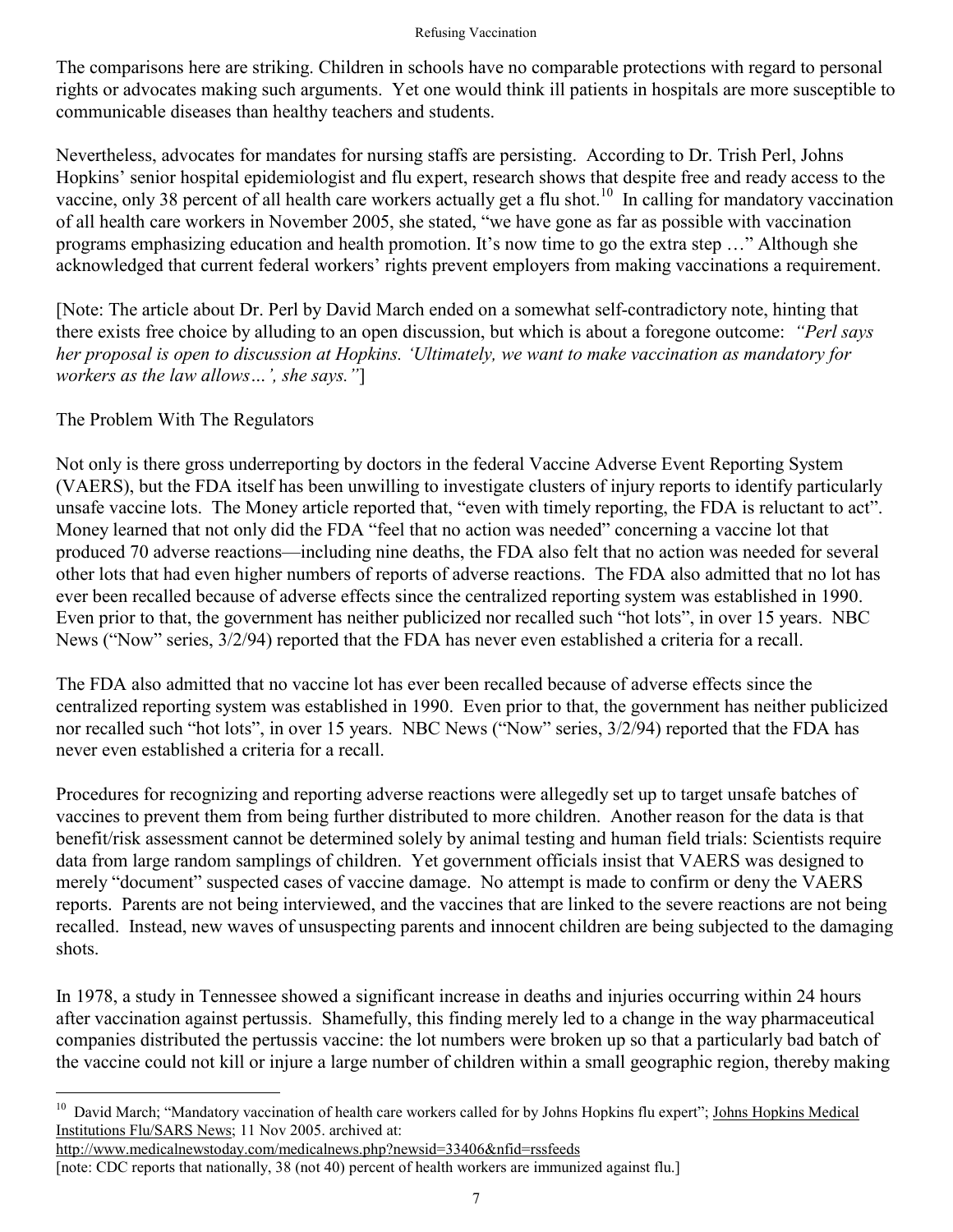The comparisons here are striking. Children in schools have no comparable protections with regard to personal rights or advocates making such arguments. Yet one would think ill patients in hospitals are more susceptible to communicable diseases than healthy teachers and students.

Nevertheless, advocates for mandates for nursing staffs are persisting. According to Dr. Trish Perl, Johns Hopkins' senior hospital epidemiologist and flu expert, research shows that despite free and ready access to the vaccine, only 38 percent of all health care workers actually get a flu shot.[10] In calling for mandatory vaccination of all health care workers in November 2005, she stated, "we have gone as far as possible with vaccination programs emphasizing education and health promotion. It's now time to go the extra step …" Although she acknowledged that current federal workers' rights prevent employers from making vaccinations a requirement.

[Note: The article about Dr. Perl by David March ended on a somewhat self-contradictory note, hinting that there exists free choice by alluding to an open discussion, but which is about a foregone outcome: *"Perl says her proposal is open to discussion at Hopkins. 'Ultimately, we want to make vaccination as mandatory for workers as the law allows…', she says."*]

## The Problem With The Regulators

Not only is there gross underreporting by doctors in the federal Vaccine Adverse Event Reporting System (VAERS), but the FDA itself has been unwilling to investigate clusters of injury reports to identify particularly unsafe vaccine lots. The Money article reported that, "even with timely reporting, the FDA is reluctant to act". Money learned that not only did the FDA "feel that no action was needed" concerning a vaccine lot that produced 70 adverse reactions—including nine deaths, the FDA also felt that no action was needed for several other lots that had even higher numbers of reports of adverse reactions. The FDA also admitted that no lot has ever been recalled because of adverse effects since the centralized reporting system was established in 1990. Even prior to that, the government has neither publicized nor recalled such "hot lots", in over 15 years. NBC News ("Now" series, 3/2/94) reported that the FDA has never even established a criteria for a recall.

The FDA also admitted that no vaccine lot has ever been recalled because of adverse effects since the centralized reporting system was established in 1990. Even prior to that, the government has neither publicized nor recalled such "hot lots", in over 15 years. NBC News ("Now" series, 3/2/94) reported that the FDA has never even established a criteria for a recall.

Procedures for recognizing and reporting adverse reactions were allegedly set up to target unsafe batches of vaccines to prevent them from being further distributed to more children. Another reason for the data is that benefit/risk assessment cannot be determined solely by animal testing and human field trials: Scientists require data from large random samplings of children. Yet government officials insist that VAERS was designed to merely "document" suspected cases of vaccine damage. No attempt is made to confirm or deny the VAERS reports. Parents are not being interviewed, and the vaccines that are linked to the severe reactions are not being recalled. Instead, new waves of unsuspecting parents and innocent children are being subjected to the damaging shots.

In 1978, a study in Tennessee showed a significant increase in deaths and injuries occurring within 24 hours after vaccination against pertussis. Shamefully, this finding merely led to a change in the way pharmaceutical companies distributed the pertussis vaccine: the lot numbers were broken up so that a particularly bad batch of the vaccine could not kill or injure a large number of children within a small geographic region, thereby making

---

[10] David March; "Mandatory vaccination of health care workers called for by Johns Hopkins flu expert"; Johns Hopkins Medical Institutions Flu/SARS News; 11 Nov 2005. archived at:
http://www.medicalnewstoday.com/medicalnews.php?newsid=33406&nfid=rssfeeds
[note: CDC reports that nationally, 38 (not 40) percent of health workers are immunized against flu.]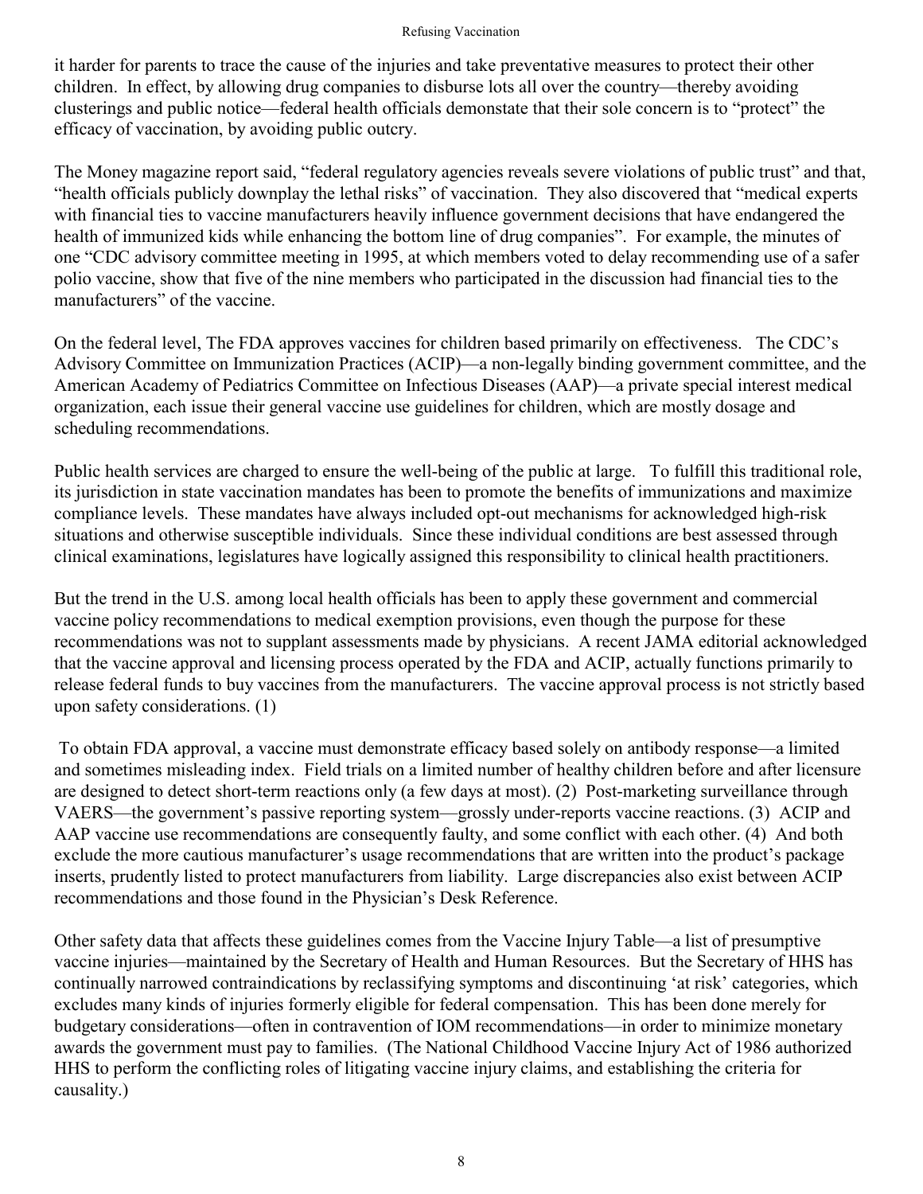it harder for parents to trace the cause of the injuries and take preventative measures to protect their other children. In effect, by allowing drug companies to disburse lots all over the country—thereby avoiding clusterings and public notice—federal health officials demonstate that their sole concern is to "protect" the efficacy of vaccination, by avoiding public outcry.

The Money magazine report said, "federal regulatory agencies reveals severe violations of public trust" and that, "health officials publicly downplay the lethal risks" of vaccination. They also discovered that "medical experts with financial ties to vaccine manufacturers heavily influence government decisions that have endangered the health of immunized kids while enhancing the bottom line of drug companies". For example, the minutes of one "CDC advisory committee meeting in 1995, at which members voted to delay recommending use of a safer polio vaccine, show that five of the nine members who participated in the discussion had financial ties to the manufacturers" of the vaccine.

On the federal level, The FDA approves vaccines for children based primarily on effectiveness. The CDC's Advisory Committee on Immunization Practices (ACIP)—a non-legally binding government committee, and the American Academy of Pediatrics Committee on Infectious Diseases (AAP)—a private special interest medical organization, each issue their general vaccine use guidelines for children, which are mostly dosage and scheduling recommendations.

Public health services are charged to ensure the well-being of the public at large. To fulfill this traditional role, its jurisdiction in state vaccination mandates has been to promote the benefits of immunizations and maximize compliance levels. These mandates have always included opt-out mechanisms for acknowledged high-risk situations and otherwise susceptible individuals. Since these individual conditions are best assessed through clinical examinations, legislatures have logically assigned this responsibility to clinical health practitioners.

But the trend in the U.S. among local health officials has been to apply these government and commercial vaccine policy recommendations to medical exemption provisions, even though the purpose for these recommendations was not to supplant assessments made by physicians. A recent JAMA editorial acknowledged that the vaccine approval and licensing process operated by the FDA and ACIP, actually functions primarily to release federal funds to buy vaccines from the manufacturers. The vaccine approval process is not strictly based upon safety considerations. (1)

To obtain FDA approval, a vaccine must demonstrate efficacy based solely on antibody response—a limited and sometimes misleading index. Field trials on a limited number of healthy children before and after licensure are designed to detect short-term reactions only (a few days at most). (2) Post-marketing surveillance through VAERS—the government's passive reporting system—grossly under-reports vaccine reactions. (3) ACIP and AAP vaccine use recommendations are consequently faulty, and some conflict with each other. (4) And both exclude the more cautious manufacturer's usage recommendations that are written into the product's package inserts, prudently listed to protect manufacturers from liability. Large discrepancies also exist between ACIP recommendations and those found in the Physician's Desk Reference.

Other safety data that affects these guidelines comes from the Vaccine Injury Table—a list of presumptive vaccine injuries—maintained by the Secretary of Health and Human Resources. But the Secretary of HHS has continually narrowed contraindications by reclassifying symptoms and discontinuing 'at risk' categories, which excludes many kinds of injuries formerly eligible for federal compensation. This has been done merely for budgetary considerations—often in contravention of IOM recommendations—in order to minimize monetary awards the government must pay to families. (The National Childhood Vaccine Injury Act of 1986 authorized HHS to perform the conflicting roles of litigating vaccine injury claims, and establishing the criteria for causality.)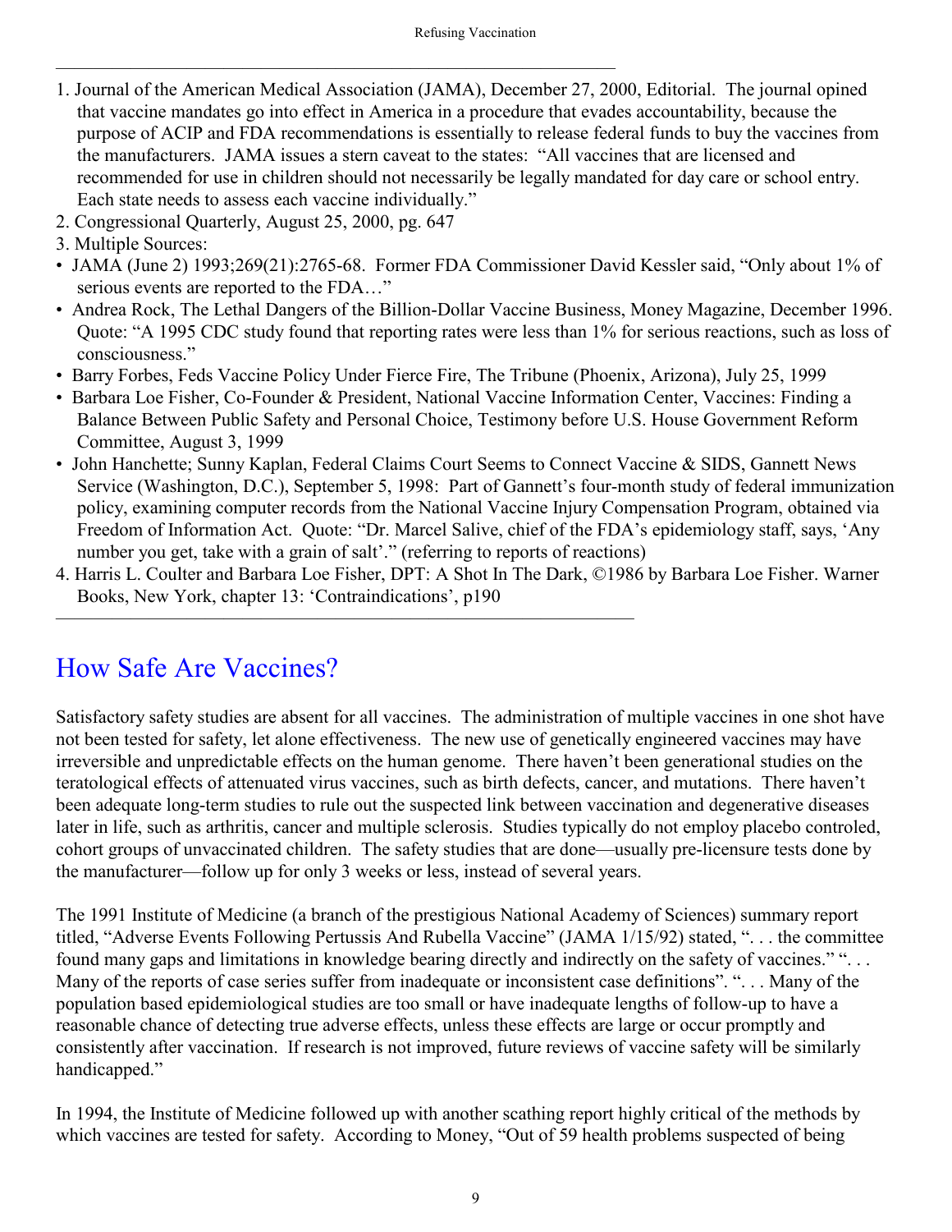1. Journal of the American Medical Association (JAMA), December 27, 2000, Editorial. The journal opined that vaccine mandates go into effect in America in a procedure that evades accountability, because the purpose of ACIP and FDA recommendations is essentially to release federal funds to buy the vaccines from the manufacturers. JAMA issues a stern caveat to the states: "All vaccines that are licensed and recommended for use in children should not necessarily be legally mandated for day care or school entry. Each state needs to assess each vaccine individually."
2. Congressional Quarterly, August 25, 2000, pg. 647
3. Multiple Sources:
   - JAMA (June 2) 1993;269(21):2765-68. Former FDA Commissioner David Kessler said, "Only about 1% of serious events are reported to the FDA…"
   - Andrea Rock, The Lethal Dangers of the Billion-Dollar Vaccine Business, Money Magazine, December 1996. Quote: "A 1995 CDC study found that reporting rates were less than 1% for serious reactions, such as loss of consciousness."
   - Barry Forbes, Feds Vaccine Policy Under Fierce Fire, The Tribune (Phoenix, Arizona), July 25, 1999
   - Barbara Loe Fisher, Co-Founder & President, National Vaccine Information Center, Vaccines: Finding a Balance Between Public Safety and Personal Choice, Testimony before U.S. House Government Reform Committee, August 3, 1999
   - John Hanchette; Sunny Kaplan, Federal Claims Court Seems to Connect Vaccine & SIDS, Gannett News Service (Washington, D.C.), September 5, 1998: Part of Gannett's four-month study of federal immunization policy, examining computer records from the National Vaccine Injury Compensation Program, obtained via Freedom of Information Act. Quote: "Dr. Marcel Salive, chief of the FDA's epidemiology staff, says, 'Any number you get, take with a grain of salt'." (referring to reports of reactions)
4. Harris L. Coulter and Barbara Loe Fisher, DPT: A Shot In The Dark, ©1986 by Barbara Loe Fisher. Warner Books, New York, chapter 13: 'Contraindications', p190

## How Safe Are Vaccines?

Satisfactory safety studies are absent for all vaccines. The administration of multiple vaccines in one shot have not been tested for safety, let alone effectiveness. The new use of genetically engineered vaccines may have irreversible and unpredictable effects on the human genome. There haven't been generational studies on the teratological effects of attenuated virus vaccines, such as birth defects, cancer, and mutations. There haven't been adequate long-term studies to rule out the suspected link between vaccination and degenerative diseases later in life, such as arthritis, cancer and multiple sclerosis. Studies typically do not employ placebo controled, cohort groups of unvaccinated children. The safety studies that are done—usually pre-licensure tests done by the manufacturer—follow up for only 3 weeks or less, instead of several years.

The 1991 Institute of Medicine (a branch of the prestigious National Academy of Sciences) summary report titled, "Adverse Events Following Pertussis And Rubella Vaccine" (JAMA 1/15/92) stated, ". . . the committee found many gaps and limitations in knowledge bearing directly and indirectly on the safety of vaccines." ". . . Many of the reports of case series suffer from inadequate or inconsistent case definitions". ". . . Many of the population based epidemiological studies are too small or have inadequate lengths of follow-up to have a reasonable chance of detecting true adverse effects, unless these effects are large or occur promptly and consistently after vaccination. If research is not improved, future reviews of vaccine safety will be similarly handicapped."

In 1994, the Institute of Medicine followed up with another scathing report highly critical of the methods by which vaccines are tested for safety. According to Money, "Out of 59 health problems suspected of being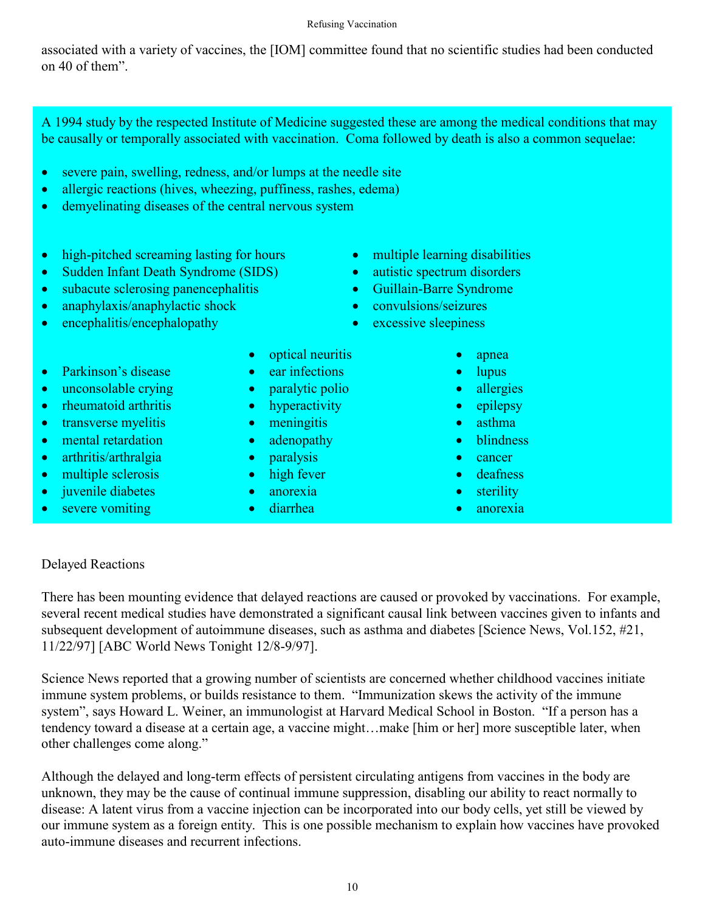associated with a variety of vaccines, the [IOM] committee found that no scientific studies had been conducted on 40 of them".

A 1994 study by the respected Institute of Medicine suggested these are among the medical conditions that may be causally or temporally associated with vaccination. Coma followed by death is also a common sequelae:

- severe pain, swelling, redness, and/or lumps at the needle site
- allergic reactions (hives, wheezing, puffiness, rashes, edema)
- demyelinating diseases of the central nervous system

- high-pitched screaming lasting for hours
- Sudden Infant Death Syndrome (SIDS)
- subacute sclerosing panencephalitis
- anaphylaxis/anaphylactic shock
- encephalitis/encephalopathy
- multiple learning disabilities
- autistic spectrum disorders
- Guillain-Barre Syndrome
- convulsions/seizures
- excessive sleepiness

- Parkinson's disease
- unconsolable crying
- rheumatoid arthritis
- transverse myelitis
- mental retardation
- arthritis/arthralgia
- multiple sclerosis
- juvenile diabetes
- severe vomiting
- optical neuritis
- ear infections
- paralytic polio
- hyperactivity
- meningitis
- adenopathy
- paralysis
- high fever
- anorexia
- diarrhea
- apnea
- lupus
- allergies
- epilepsy
- asthma
- blindness
- cancer
- deafness
- sterility
- anorexia

Delayed Reactions

There has been mounting evidence that delayed reactions are caused or provoked by vaccinations. For example, several recent medical studies have demonstrated a significant causal link between vaccines given to infants and subsequent development of autoimmune diseases, such as asthma and diabetes [Science News, Vol.152, #21, 11/22/97] [ABC World News Tonight 12/8-9/97].

Science News reported that a growing number of scientists are concerned whether childhood vaccines initiate immune system problems, or builds resistance to them. "Immunization skews the activity of the immune system", says Howard L. Weiner, an immunologist at Harvard Medical School in Boston. "If a person has a tendency toward a disease at a certain age, a vaccine might…make [him or her] more susceptible later, when other challenges come along."

Although the delayed and long-term effects of persistent circulating antigens from vaccines in the body are unknown, they may be the cause of continual immune suppression, disabling our ability to react normally to disease: A latent virus from a vaccine injection can be incorporated into our body cells, yet still be viewed by our immune system as a foreign entity. This is one possible mechanism to explain how vaccines have provoked auto-immune diseases and recurrent infections.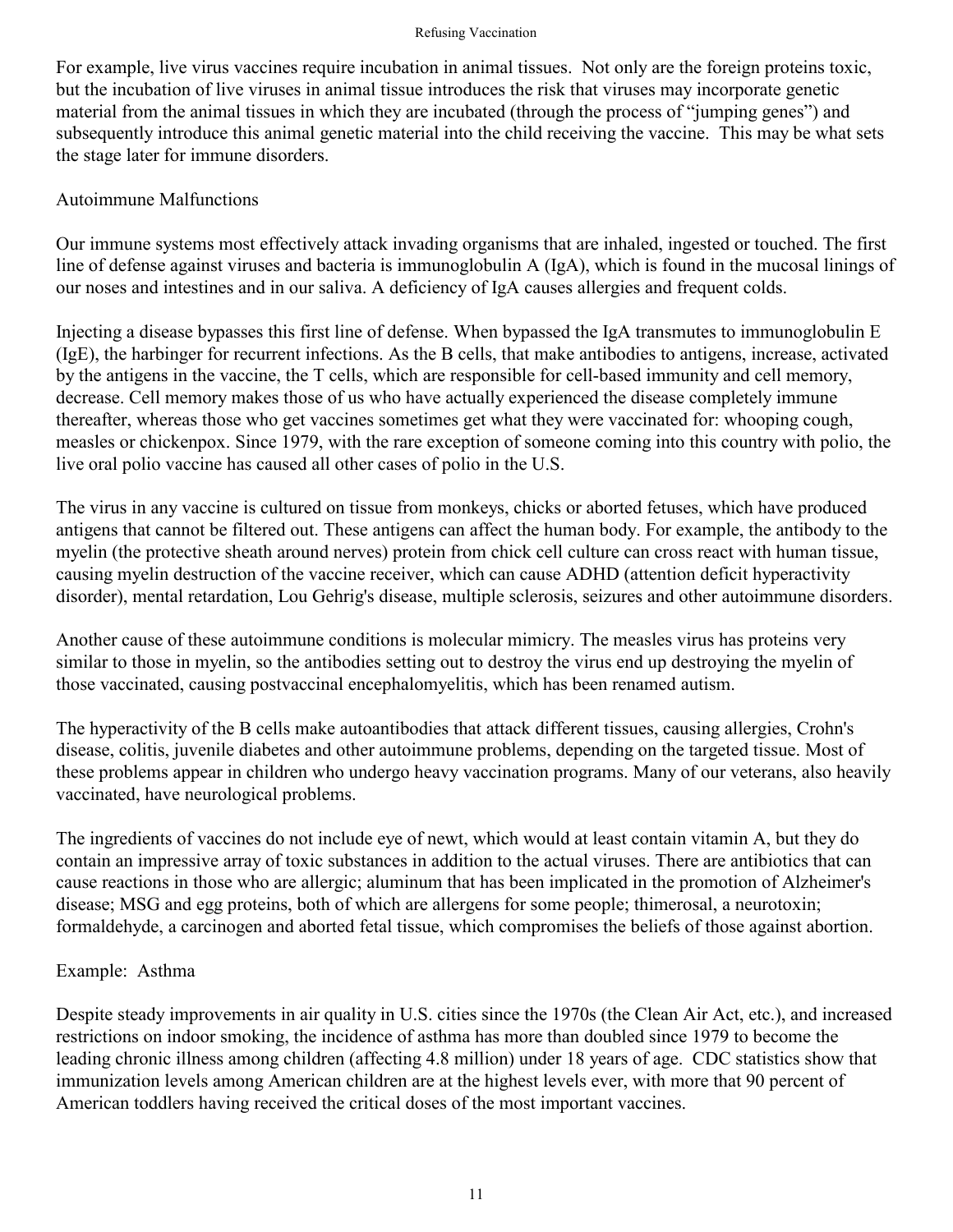For example, live virus vaccines require incubation in animal tissues. Not only are the foreign proteins toxic, but the incubation of live viruses in animal tissue introduces the risk that viruses may incorporate genetic material from the animal tissues in which they are incubated (through the process of "jumping genes") and subsequently introduce this animal genetic material into the child receiving the vaccine. This may be what sets the stage later for immune disorders.

## Autoimmune Malfunctions

Our immune systems most effectively attack invading organisms that are inhaled, ingested or touched. The first line of defense against viruses and bacteria is immunoglobulin A (IgA), which is found in the mucosal linings of our noses and intestines and in our saliva. A deficiency of IgA causes allergies and frequent colds.

Injecting a disease bypasses this first line of defense. When bypassed the IgA transmutes to immunoglobulin E (IgE), the harbinger for recurrent infections. As the B cells, that make antibodies to antigens, increase, activated by the antigens in the vaccine, the T cells, which are responsible for cell-based immunity and cell memory, decrease. Cell memory makes those of us who have actually experienced the disease completely immune thereafter, whereas those who get vaccines sometimes get what they were vaccinated for: whooping cough, measles or chickenpox. Since 1979, with the rare exception of someone coming into this country with polio, the live oral polio vaccine has caused all other cases of polio in the U.S.

The virus in any vaccine is cultured on tissue from monkeys, chicks or aborted fetuses, which have produced antigens that cannot be filtered out. These antigens can affect the human body. For example, the antibody to the myelin (the protective sheath around nerves) protein from chick cell culture can cross react with human tissue, causing myelin destruction of the vaccine receiver, which can cause ADHD (attention deficit hyperactivity disorder), mental retardation, Lou Gehrig's disease, multiple sclerosis, seizures and other autoimmune disorders.

Another cause of these autoimmune conditions is molecular mimicry. The measles virus has proteins very similar to those in myelin, so the antibodies setting out to destroy the virus end up destroying the myelin of those vaccinated, causing postvaccinal encephalomyelitis, which has been renamed autism.

The hyperactivity of the B cells make autoantibodies that attack different tissues, causing allergies, Crohn's disease, colitis, juvenile diabetes and other autoimmune problems, depending on the targeted tissue. Most of these problems appear in children who undergo heavy vaccination programs. Many of our veterans, also heavily vaccinated, have neurological problems.

The ingredients of vaccines do not include eye of newt, which would at least contain vitamin A, but they do contain an impressive array of toxic substances in addition to the actual viruses. There are antibiotics that can cause reactions in those who are allergic; aluminum that has been implicated in the promotion of Alzheimer's disease; MSG and egg proteins, both of which are allergens for some people; thimerosal, a neurotoxin; formaldehyde, a carcinogen and aborted fetal tissue, which compromises the beliefs of those against abortion.

## Example: Asthma

Despite steady improvements in air quality in U.S. cities since the 1970s (the Clean Air Act, etc.), and increased restrictions on indoor smoking, the incidence of asthma has more than doubled since 1979 to become the leading chronic illness among children (affecting 4.8 million) under 18 years of age. CDC statistics show that immunization levels among American children are at the highest levels ever, with more that 90 percent of American toddlers having received the critical doses of the most important vaccines.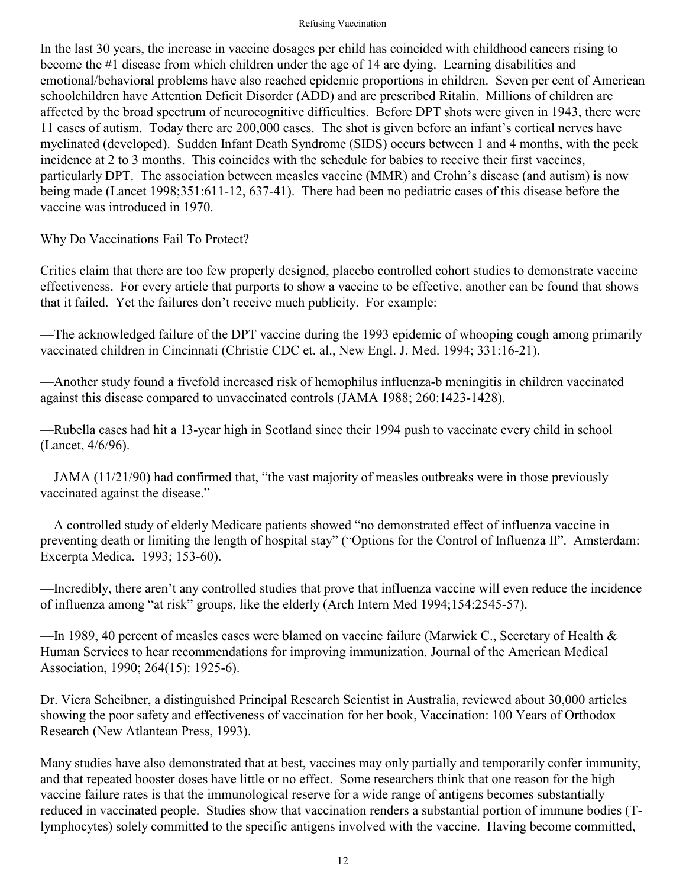In the last 30 years, the increase in vaccine dosages per child has coincided with childhood cancers rising to become the #1 disease from which children under the age of 14 are dying. Learning disabilities and emotional/behavioral problems have also reached epidemic proportions in children. Seven per cent of American schoolchildren have Attention Deficit Disorder (ADD) and are prescribed Ritalin. Millions of children are affected by the broad spectrum of neurocognitive difficulties. Before DPT shots were given in 1943, there were 11 cases of autism. Today there are 200,000 cases. The shot is given before an infant's cortical nerves have myelinated (developed). Sudden Infant Death Syndrome (SIDS) occurs between 1 and 4 months, with the peek incidence at 2 to 3 months. This coincides with the schedule for babies to receive their first vaccines, particularly DPT. The association between measles vaccine (MMR) and Crohn's disease (and autism) is now being made (Lancet 1998;351:611-12, 637-41). There had been no pediatric cases of this disease before the vaccine was introduced in 1970.

Why Do Vaccinations Fail To Protect?

Critics claim that there are too few properly designed, placebo controlled cohort studies to demonstrate vaccine effectiveness. For every article that purports to show a vaccine to be effective, another can be found that shows that it failed. Yet the failures don't receive much publicity. For example:

—The acknowledged failure of the DPT vaccine during the 1993 epidemic of whooping cough among primarily vaccinated children in Cincinnati (Christie CDC et. al., New Engl. J. Med. 1994; 331:16-21).

—Another study found a fivefold increased risk of hemophilus influenza-b meningitis in children vaccinated against this disease compared to unvaccinated controls (JAMA 1988; 260:1423-1428).

—Rubella cases had hit a 13-year high in Scotland since their 1994 push to vaccinate every child in school (Lancet, 4/6/96).

—JAMA (11/21/90) had confirmed that, "the vast majority of measles outbreaks were in those previously vaccinated against the disease."

—A controlled study of elderly Medicare patients showed "no demonstrated effect of influenza vaccine in preventing death or limiting the length of hospital stay" ("Options for the Control of Influenza II". Amsterdam: Excerpta Medica. 1993; 153-60).

—Incredibly, there aren't any controlled studies that prove that influenza vaccine will even reduce the incidence of influenza among "at risk" groups, like the elderly (Arch Intern Med 1994;154:2545-57).

—In 1989, 40 percent of measles cases were blamed on vaccine failure (Marwick C., Secretary of Health & Human Services to hear recommendations for improving immunization. Journal of the American Medical Association, 1990; 264(15): 1925-6).

Dr. Viera Scheibner, a distinguished Principal Research Scientist in Australia, reviewed about 30,000 articles showing the poor safety and effectiveness of vaccination for her book, Vaccination: 100 Years of Orthodox Research (New Atlantean Press, 1993).

Many studies have also demonstrated that at best, vaccines may only partially and temporarily confer immunity, and that repeated booster doses have little or no effect. Some researchers think that one reason for the high vaccine failure rates is that the immunological reserve for a wide range of antigens becomes substantially reduced in vaccinated people. Studies show that vaccination renders a substantial portion of immune bodies (T-lymphocytes) solely committed to the specific antigens involved with the vaccine. Having become committed,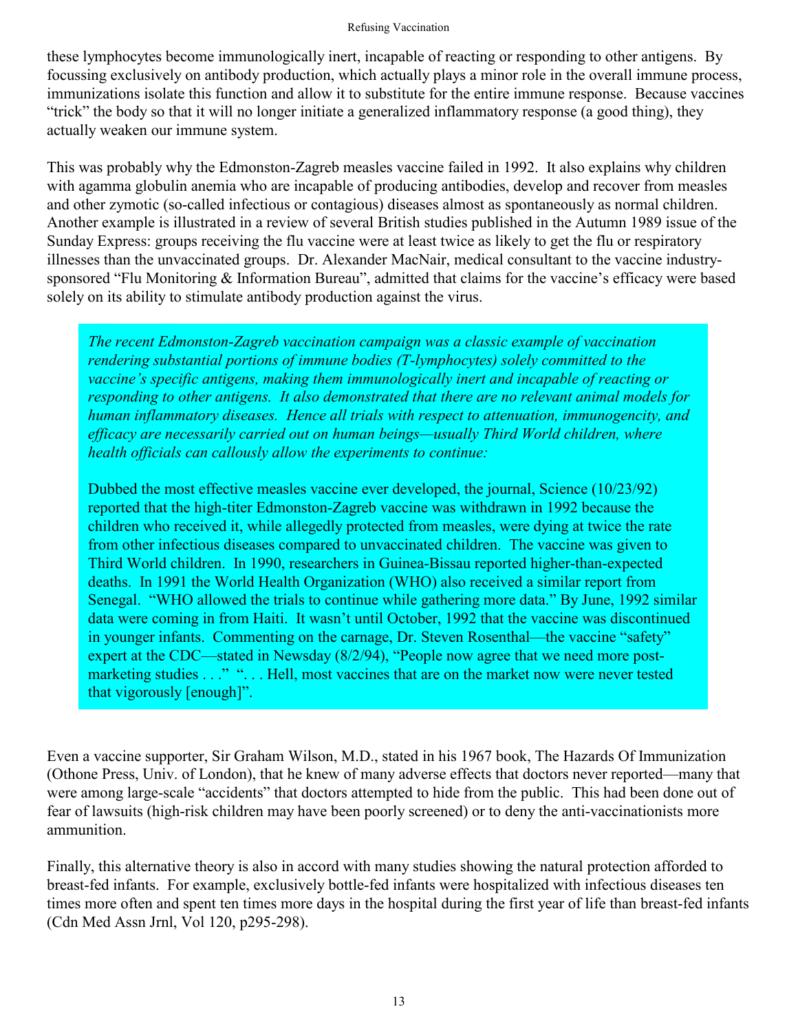these lymphocytes become immunologically inert, incapable of reacting or responding to other antigens. By focussing exclusively on antibody production, which actually plays a minor role in the overall immune process, immunizations isolate this function and allow it to substitute for the entire immune response. Because vaccines "trick" the body so that it will no longer initiate a generalized inflammatory response (a good thing), they actually weaken our immune system.

This was probably why the Edmonston-Zagreb measles vaccine failed in 1992. It also explains why children with agamma globulin anemia who are incapable of producing antibodies, develop and recover from measles and other zymotic (so-called infectious or contagious) diseases almost as spontaneously as normal children. Another example is illustrated in a review of several British studies published in the Autumn 1989 issue of the Sunday Express: groups receiving the flu vaccine were at least twice as likely to get the flu or respiratory illnesses than the unvaccinated groups. Dr. Alexander MacNair, medical consultant to the vaccine industry-sponsored "Flu Monitoring & Information Bureau", admitted that claims for the vaccine's efficacy were based solely on its ability to stimulate antibody production against the virus.

> *The recent Edmonston-Zagreb vaccination campaign was a classic example of vaccination rendering substantial portions of immune bodies (T-lymphocytes) solely committed to the vaccine's specific antigens, making them immunologically inert and incapable of reacting or responding to other antigens. It also demonstrated that there are no relevant animal models for human inflammatory diseases. Hence all trials with respect to attenuation, immunogencity, and efficacy are necessarily carried out on human beings—usually Third World children, where health officials can callously allow the experiments to continue:*
>
> Dubbed the most effective measles vaccine ever developed, the journal, Science (10/23/92) reported that the high-titer Edmonston-Zagreb vaccine was withdrawn in 1992 because the children who received it, while allegedly protected from measles, were dying at twice the rate from other infectious diseases compared to unvaccinated children. The vaccine was given to Third World children. In 1990, researchers in Guinea-Bissau reported higher-than-expected deaths. In 1991 the World Health Organization (WHO) also received a similar report from Senegal. "WHO allowed the trials to continue while gathering more data." By June, 1992 similar data were coming in from Haiti. It wasn't until October, 1992 that the vaccine was discontinued in younger infants. Commenting on the carnage, Dr. Steven Rosenthal—the vaccine "safety" expert at the CDC—stated in Newsday (8/2/94), "People now agree that we need more post-marketing studies . . ." ". . . Hell, most vaccines that are on the market now were never tested that vigorously [enough]".

Even a vaccine supporter, Sir Graham Wilson, M.D., stated in his 1967 book, The Hazards Of Immunization (Othone Press, Univ. of London), that he knew of many adverse effects that doctors never reported—many that were among large-scale "accidents" that doctors attempted to hide from the public. This had been done out of fear of lawsuits (high-risk children may have been poorly screened) or to deny the anti-vaccinationists more ammunition.

Finally, this alternative theory is also in accord with many studies showing the natural protection afforded to breast-fed infants. For example, exclusively bottle-fed infants were hospitalized with infectious diseases ten times more often and spent ten times more days in the hospital during the first year of life than breast-fed infants (Cdn Med Assn Jrnl, Vol 120, p295-298).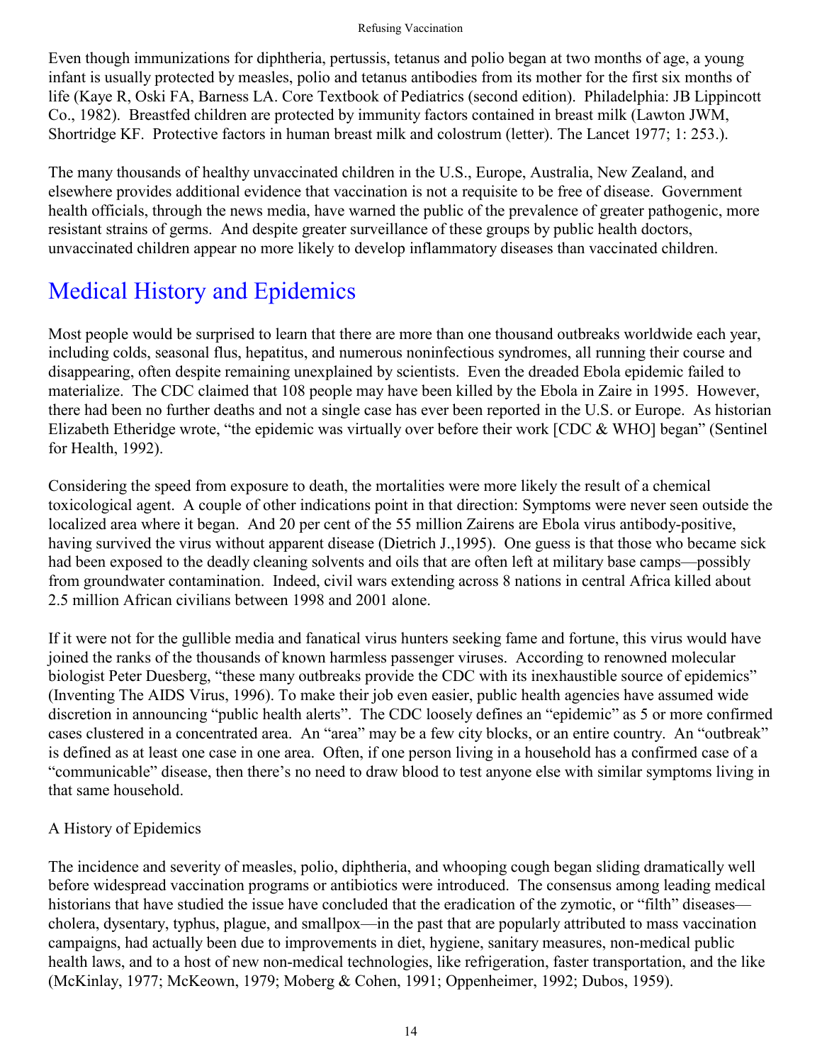Even though immunizations for diphtheria, pertussis, tetanus and polio began at two months of age, a young infant is usually protected by measles, polio and tetanus antibodies from its mother for the first six months of life (Kaye R, Oski FA, Barness LA. Core Textbook of Pediatrics (second edition). Philadelphia: JB Lippincott Co., 1982). Breastfed children are protected by immunity factors contained in breast milk (Lawton JWM, Shortridge KF. Protective factors in human breast milk and colostrum (letter). The Lancet 1977; 1: 253.).

The many thousands of healthy unvaccinated children in the U.S., Europe, Australia, New Zealand, and elsewhere provides additional evidence that vaccination is not a requisite to be free of disease. Government health officials, through the news media, have warned the public of the prevalence of greater pathogenic, more resistant strains of germs. And despite greater surveillance of these groups by public health doctors, unvaccinated children appear no more likely to develop inflammatory diseases than vaccinated children.

## Medical History and Epidemics

Most people would be surprised to learn that there are more than one thousand outbreaks worldwide each year, including colds, seasonal flus, hepatitus, and numerous noninfectious syndromes, all running their course and disappearing, often despite remaining unexplained by scientists. Even the dreaded Ebola epidemic failed to materialize. The CDC claimed that 108 people may have been killed by the Ebola in Zaire in 1995. However, there had been no further deaths and not a single case has ever been reported in the U.S. or Europe. As historian Elizabeth Etheridge wrote, "the epidemic was virtually over before their work [CDC & WHO] began" (Sentinel for Health, 1992).

Considering the speed from exposure to death, the mortalities were more likely the result of a chemical toxicological agent. A couple of other indications point in that direction: Symptoms were never seen outside the localized area where it began. And 20 per cent of the 55 million Zairens are Ebola virus antibody-positive, having survived the virus without apparent disease (Dietrich J.,1995). One guess is that those who became sick had been exposed to the deadly cleaning solvents and oils that are often left at military base camps—possibly from groundwater contamination. Indeed, civil wars extending across 8 nations in central Africa killed about 2.5 million African civilians between 1998 and 2001 alone.

If it were not for the gullible media and fanatical virus hunters seeking fame and fortune, this virus would have joined the ranks of the thousands of known harmless passenger viruses. According to renowned molecular biologist Peter Duesberg, "these many outbreaks provide the CDC with its inexhaustible source of epidemics" (Inventing The AIDS Virus, 1996). To make their job even easier, public health agencies have assumed wide discretion in announcing "public health alerts". The CDC loosely defines an "epidemic" as 5 or more confirmed cases clustered in a concentrated area. An "area" may be a few city blocks, or an entire country. An "outbreak" is defined as at least one case in one area. Often, if one person living in a household has a confirmed case of a "communicable" disease, then there's no need to draw blood to test anyone else with similar symptoms living in that same household.

### A History of Epidemics

The incidence and severity of measles, polio, diphtheria, and whooping cough began sliding dramatically well before widespread vaccination programs or antibiotics were introduced. The consensus among leading medical historians that have studied the issue have concluded that the eradication of the zymotic, or "filth" diseases—cholera, dysentary, typhus, plague, and smallpox—in the past that are popularly attributed to mass vaccination campaigns, had actually been due to improvements in diet, hygiene, sanitary measures, non-medical public health laws, and to a host of new non-medical technologies, like refrigeration, faster transportation, and the like (McKinlay, 1977; McKeown, 1979; Moberg & Cohen, 1991; Oppenheimer, 1992; Dubos, 1959).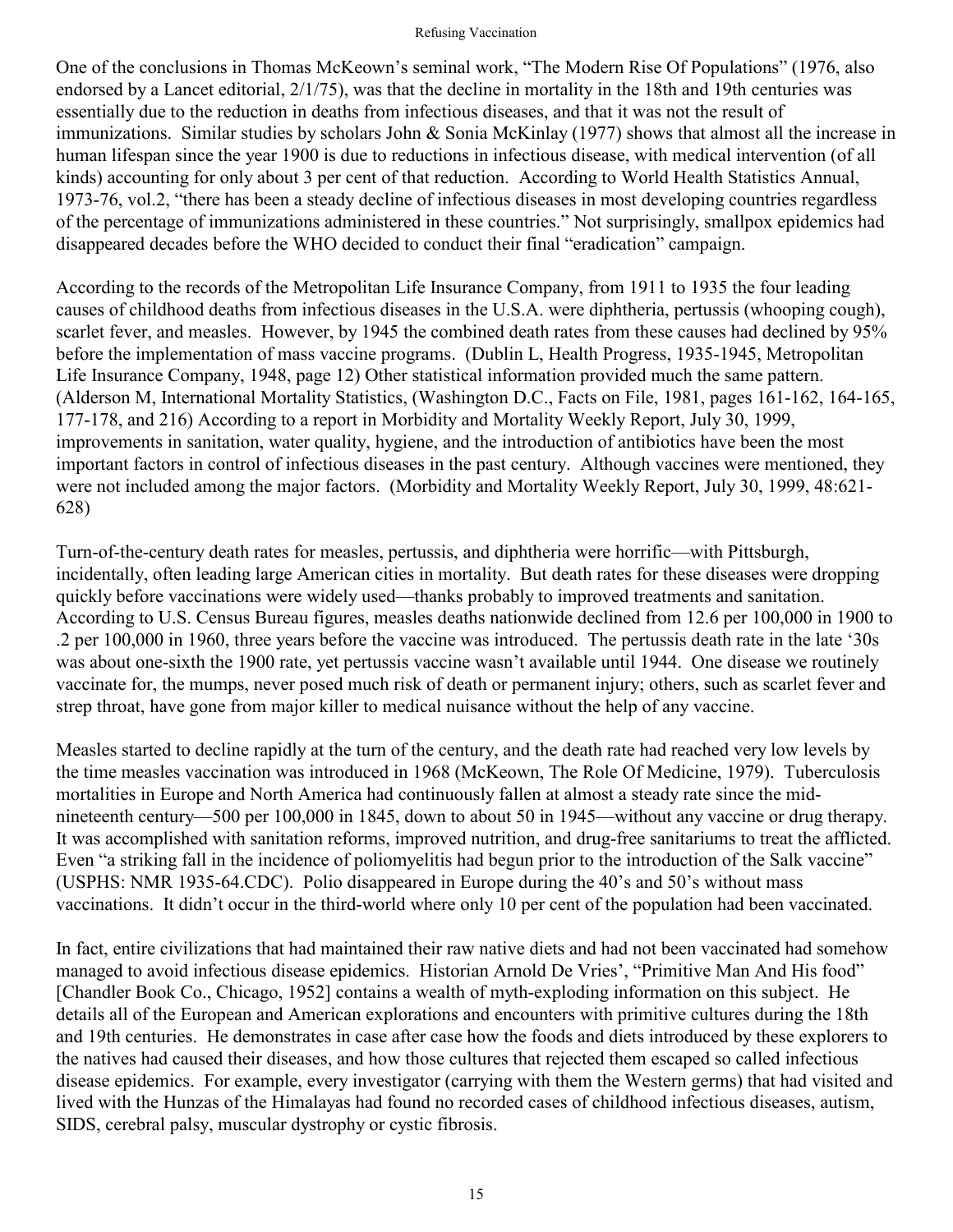One of the conclusions in Thomas McKeown's seminal work, "The Modern Rise Of Populations" (1976, also endorsed by a Lancet editorial, 2/1/75), was that the decline in mortality in the 18th and 19th centuries was essentially due to the reduction in deaths from infectious diseases, and that it was not the result of immunizations. Similar studies by scholars John & Sonia McKinlay (1977) shows that almost all the increase in human lifespan since the year 1900 is due to reductions in infectious disease, with medical intervention (of all kinds) accounting for only about 3 per cent of that reduction. According to World Health Statistics Annual, 1973-76, vol.2, "there has been a steady decline of infectious diseases in most developing countries regardless of the percentage of immunizations administered in these countries." Not surprisingly, smallpox epidemics had disappeared decades before the WHO decided to conduct their final "eradication" campaign.

According to the records of the Metropolitan Life Insurance Company, from 1911 to 1935 the four leading causes of childhood deaths from infectious diseases in the U.S.A. were diphtheria, pertussis (whooping cough), scarlet fever, and measles. However, by 1945 the combined death rates from these causes had declined by 95% before the implementation of mass vaccine programs. (Dublin L, Health Progress, 1935-1945, Metropolitan Life Insurance Company, 1948, page 12) Other statistical information provided much the same pattern. (Alderson M, International Mortality Statistics, (Washington D.C., Facts on File, 1981, pages 161-162, 164-165, 177-178, and 216) According to a report in Morbidity and Mortality Weekly Report, July 30, 1999, improvements in sanitation, water quality, hygiene, and the introduction of antibiotics have been the most important factors in control of infectious diseases in the past century. Although vaccines were mentioned, they were not included among the major factors. (Morbidity and Mortality Weekly Report, July 30, 1999, 48:621-628)

Turn-of-the-century death rates for measles, pertussis, and diphtheria were horrific—with Pittsburgh, incidentally, often leading large American cities in mortality. But death rates for these diseases were dropping quickly before vaccinations were widely used—thanks probably to improved treatments and sanitation. According to U.S. Census Bureau figures, measles deaths nationwide declined from 12.6 per 100,000 in 1900 to .2 per 100,000 in 1960, three years before the vaccine was introduced. The pertussis death rate in the late '30s was about one-sixth the 1900 rate, yet pertussis vaccine wasn't available until 1944. One disease we routinely vaccinate for, the mumps, never posed much risk of death or permanent injury; others, such as scarlet fever and strep throat, have gone from major killer to medical nuisance without the help of any vaccine.

Measles started to decline rapidly at the turn of the century, and the death rate had reached very low levels by the time measles vaccination was introduced in 1968 (McKeown, The Role Of Medicine, 1979). Tuberculosis mortalities in Europe and North America had continuously fallen at almost a steady rate since the mid-nineteenth century—500 per 100,000 in 1845, down to about 50 in 1945—without any vaccine or drug therapy. It was accomplished with sanitation reforms, improved nutrition, and drug-free sanitariums to treat the afflicted. Even "a striking fall in the incidence of poliomyelitis had begun prior to the introduction of the Salk vaccine" (USPHS: NMR 1935-64.CDC). Polio disappeared in Europe during the 40's and 50's without mass vaccinations. It didn't occur in the third-world where only 10 per cent of the population had been vaccinated.

In fact, entire civilizations that had maintained their raw native diets and had not been vaccinated had somehow managed to avoid infectious disease epidemics. Historian Arnold De Vries', "Primitive Man And His food" [Chandler Book Co., Chicago, 1952] contains a wealth of myth-exploding information on this subject. He details all of the European and American explorations and encounters with primitive cultures during the 18th and 19th centuries. He demonstrates in case after case how the foods and diets introduced by these explorers to the natives had caused their diseases, and how those cultures that rejected them escaped so called infectious disease epidemics. For example, every investigator (carrying with them the Western germs) that had visited and lived with the Hunzas of the Himalayas had found no recorded cases of childhood infectious diseases, autism, SIDS, cerebral palsy, muscular dystrophy or cystic fibrosis.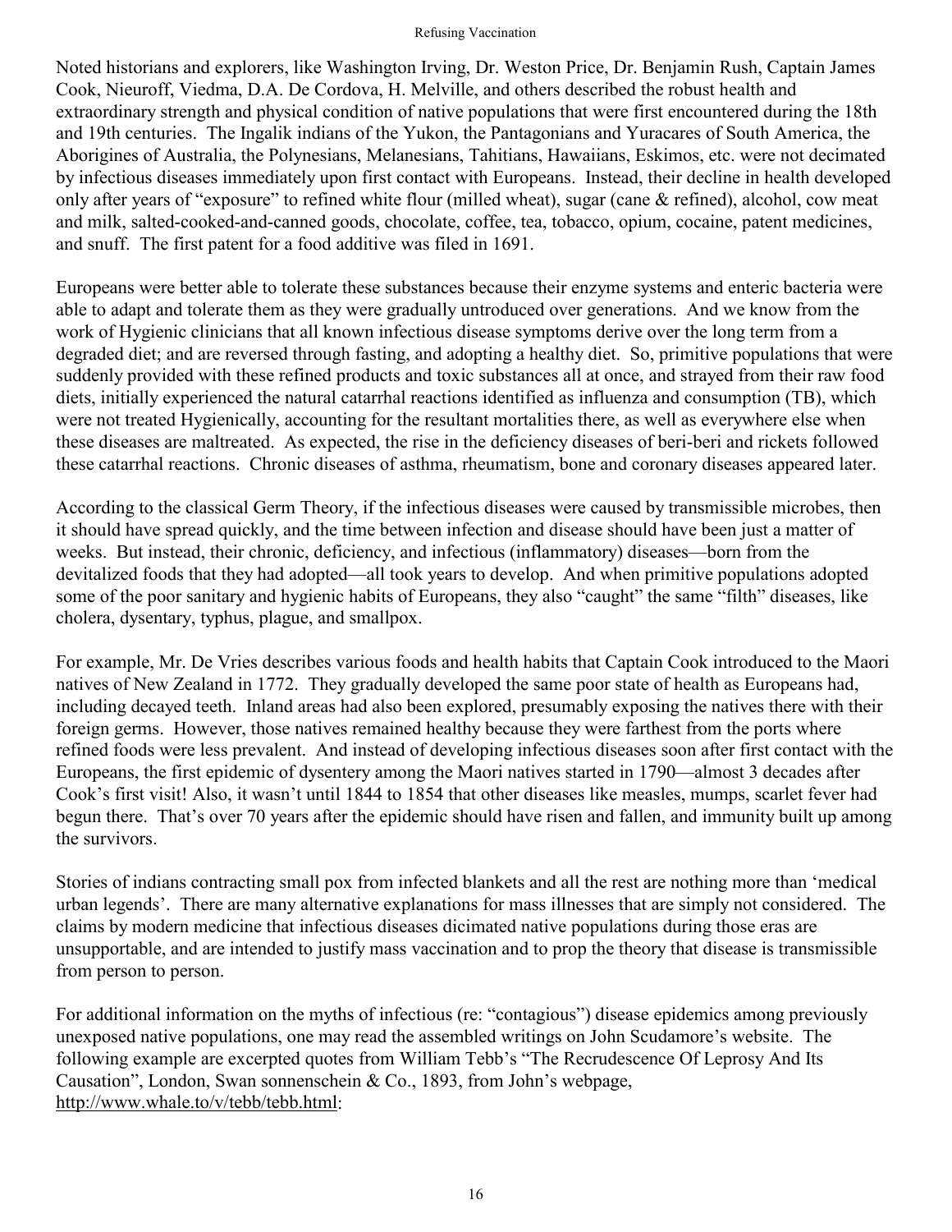Noted historians and explorers, like Washington Irving, Dr. Weston Price, Dr. Benjamin Rush, Captain James Cook, Nieuroff, Viedma, D.A. De Cordova, H. Melville, and others described the robust health and extraordinary strength and physical condition of native populations that were first encountered during the 18th and 19th centuries. The Ingalik indians of the Yukon, the Pantagonians and Yuracares of South America, the Aborigines of Australia, the Polynesians, Melanesians, Tahitians, Hawaiians, Eskimos, etc. were not decimated by infectious diseases immediately upon first contact with Europeans. Instead, their decline in health developed only after years of "exposure" to refined white flour (milled wheat), sugar (cane & refined), alcohol, cow meat and milk, salted-cooked-and-canned goods, chocolate, coffee, tea, tobacco, opium, cocaine, patent medicines, and snuff. The first patent for a food additive was filed in 1691.

Europeans were better able to tolerate these substances because their enzyme systems and enteric bacteria were able to adapt and tolerate them as they were gradually untroduced over generations. And we know from the work of Hygienic clinicians that all known infectious disease symptoms derive over the long term from a degraded diet; and are reversed through fasting, and adopting a healthy diet. So, primitive populations that were suddenly provided with these refined products and toxic substances all at once, and strayed from their raw food diets, initially experienced the natural catarrhal reactions identified as influenza and consumption (TB), which were not treated Hygienically, accounting for the resultant mortalities there, as well as everywhere else when these diseases are maltreated. As expected, the rise in the deficiency diseases of beri-beri and rickets followed these catarrhal reactions. Chronic diseases of asthma, rheumatism, bone and coronary diseases appeared later.

According to the classical Germ Theory, if the infectious diseases were caused by transmissible microbes, then it should have spread quickly, and the time between infection and disease should have been just a matter of weeks. But instead, their chronic, deficiency, and infectious (inflammatory) diseases—born from the devitalized foods that they had adopted—all took years to develop. And when primitive populations adopted some of the poor sanitary and hygienic habits of Europeans, they also "caught" the same "filth" diseases, like cholera, dysentary, typhus, plague, and smallpox.

For example, Mr. De Vries describes various foods and health habits that Captain Cook introduced to the Maori natives of New Zealand in 1772. They gradually developed the same poor state of health as Europeans had, including decayed teeth. Inland areas had also been explored, presumably exposing the natives there with their foreign germs. However, those natives remained healthy because they were farthest from the ports where refined foods were less prevalent. And instead of developing infectious diseases soon after first contact with the Europeans, the first epidemic of dysentery among the Maori natives started in 1790—almost 3 decades after Cook's first visit! Also, it wasn't until 1844 to 1854 that other diseases like measles, mumps, scarlet fever had begun there. That's over 70 years after the epidemic should have risen and fallen, and immunity built up among the survivors.

Stories of indians contracting small pox from infected blankets and all the rest are nothing more than 'medical urban legends'. There are many alternative explanations for mass illnesses that are simply not considered. The claims by modern medicine that infectious diseases dicimated native populations during those eras are unsupportable, and are intended to justify mass vaccination and to prop the theory that disease is transmissible from person to person.

For additional information on the myths of infectious (re: "contagious") disease epidemics among previously unexposed native populations, one may read the assembled writings on John Scudamore's website. The following example are excerpted quotes from William Tebb's "The Recrudescence Of Leprosy And Its Causation", London, Swan sonnenschein & Co., 1893, from John's webpage, http://www.whale.to/v/tebb/tebb.html: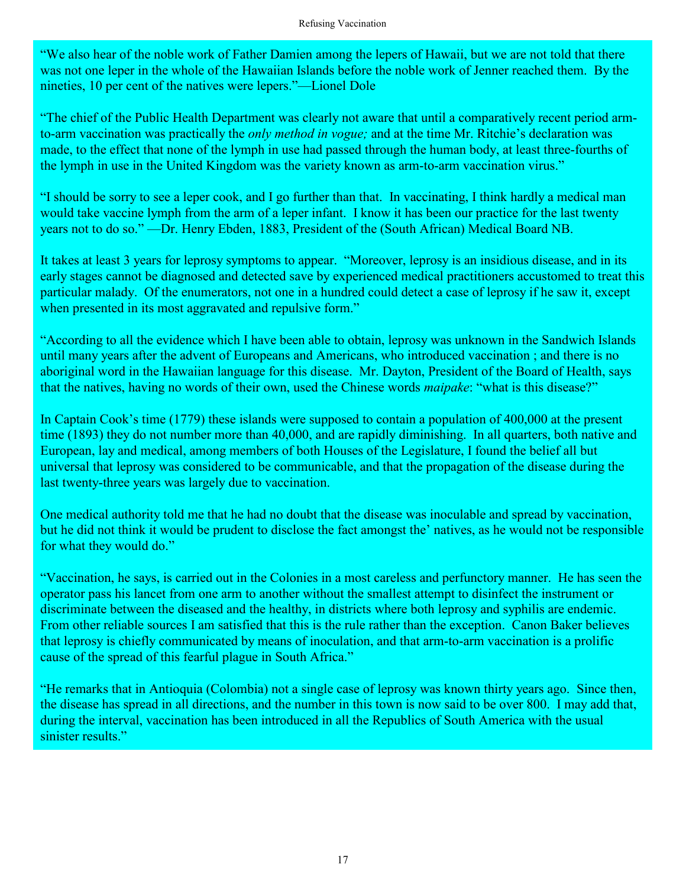"We also hear of the noble work of Father Damien among the lepers of Hawaii, but we are not told that there was not one leper in the whole of the Hawaiian Islands before the noble work of Jenner reached them. By the nineties, 10 per cent of the natives were lepers."—Lionel Dole

"The chief of the Public Health Department was clearly not aware that until a comparatively recent period arm-to-arm vaccination was practically the *only method in vogue;* and at the time Mr. Ritchie's declaration was made, to the effect that none of the lymph in use had passed through the human body, at least three-fourths of the lymph in use in the United Kingdom was the variety known as arm-to-arm vaccination virus."

"I should be sorry to see a leper cook, and I go further than that. In vaccinating, I think hardly a medical man would take vaccine lymph from the arm of a leper infant. I know it has been our practice for the last twenty years not to do so." —Dr. Henry Ebden, 1883, President of the (South African) Medical Board NB.

It takes at least 3 years for leprosy symptoms to appear. "Moreover, leprosy is an insidious disease, and in its early stages cannot be diagnosed and detected save by experienced medical practitioners accustomed to treat this particular malady. Of the enumerators, not one in a hundred could detect a case of leprosy if he saw it, except when presented in its most aggravated and repulsive form."

"According to all the evidence which I have been able to obtain, leprosy was unknown in the Sandwich Islands until many years after the advent of Europeans and Americans, who introduced vaccination ; and there is no aboriginal word in the Hawaiian language for this disease. Mr. Dayton, President of the Board of Health, says that the natives, having no words of their own, used the Chinese words *maipake*: "what is this disease?"

In Captain Cook's time (1779) these islands were supposed to contain a population of 400,000 at the present time (1893) they do not number more than 40,000, and are rapidly diminishing. In all quarters, both native and European, lay and medical, among members of both Houses of the Legislature, I found the belief all but universal that leprosy was considered to be communicable, and that the propagation of the disease during the last twenty-three years was largely due to vaccination.

One medical authority told me that he had no doubt that the disease was inoculable and spread by vaccination, but he did not think it would be prudent to disclose the fact amongst the' natives, as he would not be responsible for what they would do."

"Vaccination, he says, is carried out in the Colonies in a most careless and perfunctory manner. He has seen the operator pass his lancet from one arm to another without the smallest attempt to disinfect the instrument or discriminate between the diseased and the healthy, in districts where both leprosy and syphilis are endemic. From other reliable sources I am satisfied that this is the rule rather than the exception. Canon Baker believes that leprosy is chiefly communicated by means of inoculation, and that arm-to-arm vaccination is a prolific cause of the spread of this fearful plague in South Africa."

"He remarks that in Antioquia (Colombia) not a single case of leprosy was known thirty years ago. Since then, the disease has spread in all directions, and the number in this town is now said to be over 800. I may add that, during the interval, vaccination has been introduced in all the Republics of South America with the usual sinister results."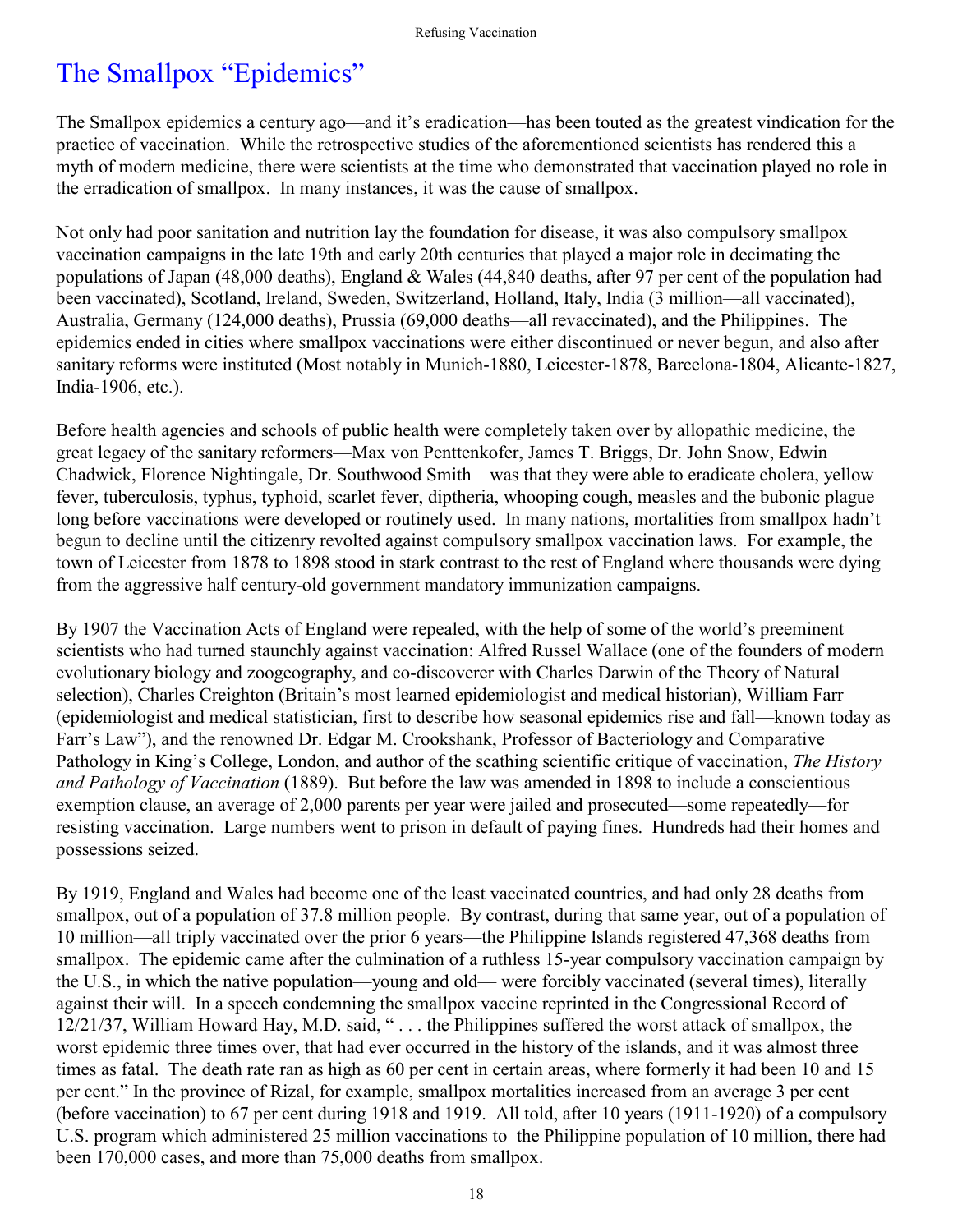# The Smallpox "Epidemics"

The Smallpox epidemics a century ago—and it's eradication—has been touted as the greatest vindication for the practice of vaccination. While the retrospective studies of the aforementioned scientists has rendered this a myth of modern medicine, there were scientists at the time who demonstrated that vaccination played no role in the erradication of smallpox. In many instances, it was the cause of smallpox.

Not only had poor sanitation and nutrition lay the foundation for disease, it was also compulsory smallpox vaccination campaigns in the late 19th and early 20th centuries that played a major role in decimating the populations of Japan (48,000 deaths), England & Wales (44,840 deaths, after 97 per cent of the population had been vaccinated), Scotland, Ireland, Sweden, Switzerland, Holland, Italy, India (3 million—all vaccinated), Australia, Germany (124,000 deaths), Prussia (69,000 deaths—all revaccinated), and the Philippines. The epidemics ended in cities where smallpox vaccinations were either discontinued or never begun, and also after sanitary reforms were instituted (Most notably in Munich-1880, Leicester-1878, Barcelona-1804, Alicante-1827, India-1906, etc.).

Before health agencies and schools of public health were completely taken over by allopathic medicine, the great legacy of the sanitary reformers—Max von Penttenkofer, James T. Briggs, Dr. John Snow, Edwin Chadwick, Florence Nightingale, Dr. Southwood Smith—was that they were able to eradicate cholera, yellow fever, tuberculosis, typhus, typhoid, scarlet fever, diptheria, whooping cough, measles and the bubonic plague long before vaccinations were developed or routinely used. In many nations, mortalities from smallpox hadn't begun to decline until the citizenry revolted against compulsory smallpox vaccination laws. For example, the town of Leicester from 1878 to 1898 stood in stark contrast to the rest of England where thousands were dying from the aggressive half century-old government mandatory immunization campaigns.

By 1907 the Vaccination Acts of England were repealed, with the help of some of the world's preeminent scientists who had turned staunchly against vaccination: Alfred Russel Wallace (one of the founders of modern evolutionary biology and zoogeography, and co-discoverer with Charles Darwin of the Theory of Natural selection), Charles Creighton (Britain's most learned epidemiologist and medical historian), William Farr (epidemiologist and medical statistician, first to describe how seasonal epidemics rise and fall—known today as Farr's Law"), and the renowned Dr. Edgar M. Crookshank, Professor of Bacteriology and Comparative Pathology in King's College, London, and author of the scathing scientific critique of vaccination, *The History and Pathology of Vaccination* (1889). But before the law was amended in 1898 to include a conscientious exemption clause, an average of 2,000 parents per year were jailed and prosecuted—some repeatedly—for resisting vaccination. Large numbers went to prison in default of paying fines. Hundreds had their homes and possessions seized.

By 1919, England and Wales had become one of the least vaccinated countries, and had only 28 deaths from smallpox, out of a population of 37.8 million people. By contrast, during that same year, out of a population of 10 million—all triply vaccinated over the prior 6 years—the Philippine Islands registered 47,368 deaths from smallpox. The epidemic came after the culmination of a ruthless 15-year compulsory vaccination campaign by the U.S., in which the native population—young and old— were forcibly vaccinated (several times), literally against their will. In a speech condemning the smallpox vaccine reprinted in the Congressional Record of 12/21/37, William Howard Hay, M.D. said, " . . . the Philippines suffered the worst attack of smallpox, the worst epidemic three times over, that had ever occurred in the history of the islands, and it was almost three times as fatal. The death rate ran as high as 60 per cent in certain areas, where formerly it had been 10 and 15 per cent." In the province of Rizal, for example, smallpox mortalities increased from an average 3 per cent (before vaccination) to 67 per cent during 1918 and 1919. All told, after 10 years (1911-1920) of a compulsory U.S. program which administered 25 million vaccinations to the Philippine population of 10 million, there had been 170,000 cases, and more than 75,000 deaths from smallpox.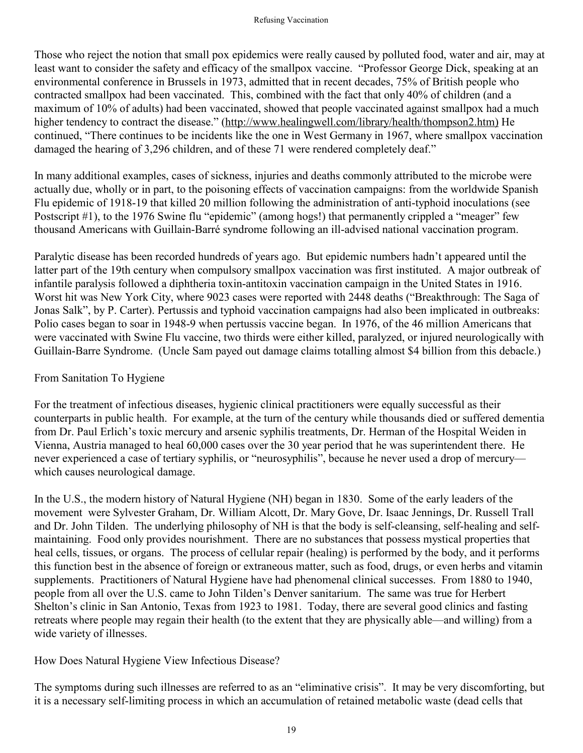Those who reject the notion that small pox epidemics were really caused by polluted food, water and air, may at least want to consider the safety and efficacy of the smallpox vaccine. "Professor George Dick, speaking at an environmental conference in Brussels in 1973, admitted that in recent decades, 75% of British people who contracted smallpox had been vaccinated. This, combined with the fact that only 40% of children (and a maximum of 10% of adults) had been vaccinated, showed that people vaccinated against smallpox had a much higher tendency to contract the disease." (http://www.healingwell.com/library/health/thompson2.htm) He continued, "There continues to be incidents like the one in West Germany in 1967, where smallpox vaccination damaged the hearing of 3,296 children, and of these 71 were rendered completely deaf."

In many additional examples, cases of sickness, injuries and deaths commonly attributed to the microbe were actually due, wholly or in part, to the poisoning effects of vaccination campaigns: from the worldwide Spanish Flu epidemic of 1918-19 that killed 20 million following the administration of anti-typhoid inoculations (see Postscript #1), to the 1976 Swine flu "epidemic" (among hogs!) that permanently crippled a "meager" few thousand Americans with Guillain-Barré syndrome following an ill-advised national vaccination program.

Paralytic disease has been recorded hundreds of years ago. But epidemic numbers hadn't appeared until the latter part of the 19th century when compulsory smallpox vaccination was first instituted. A major outbreak of infantile paralysis followed a diphtheria toxin-antitoxin vaccination campaign in the United States in 1916. Worst hit was New York City, where 9023 cases were reported with 2448 deaths ("Breakthrough: The Saga of Jonas Salk", by P. Carter). Pertussis and typhoid vaccination campaigns had also been implicated in outbreaks: Polio cases began to soar in 1948-9 when pertussis vaccine began. In 1976, of the 46 million Americans that were vaccinated with Swine Flu vaccine, two thirds were either killed, paralyzed, or injured neurologically with Guillain-Barre Syndrome. (Uncle Sam payed out damage claims totalling almost $4 billion from this debacle.)

## From Sanitation To Hygiene

For the treatment of infectious diseases, hygienic clinical practitioners were equally successful as their counterparts in public health. For example, at the turn of the century while thousands died or suffered dementia from Dr. Paul Erlich's toxic mercury and arsenic syphilis treatments, Dr. Herman of the Hospital Weiden in Vienna, Austria managed to heal 60,000 cases over the 30 year period that he was superintendent there. He never experienced a case of tertiary syphilis, or "neurosyphilis", because he never used a drop of mercury—which causes neurological damage.

In the U.S., the modern history of Natural Hygiene (NH) began in 1830. Some of the early leaders of the movement were Sylvester Graham, Dr. William Alcott, Dr. Mary Gove, Dr. Isaac Jennings, Dr. Russell Trall and Dr. John Tilden. The underlying philosophy of NH is that the body is self-cleansing, self-healing and self-maintaining. Food only provides nourishment. There are no substances that possess mystical properties that heal cells, tissues, or organs. The process of cellular repair (healing) is performed by the body, and it performs this function best in the absence of foreign or extraneous matter, such as food, drugs, or even herbs and vitamin supplements. Practitioners of Natural Hygiene have had phenomenal clinical successes. From 1880 to 1940, people from all over the U.S. came to John Tilden's Denver sanitarium. The same was true for Herbert Shelton's clinic in San Antonio, Texas from 1923 to 1981. Today, there are several good clinics and fasting retreats where people may regain their health (to the extent that they are physically able—and willing) from a wide variety of illnesses.

## How Does Natural Hygiene View Infectious Disease?

The symptoms during such illnesses are referred to as an "eliminative crisis". It may be very discomforting, but it is a necessary self-limiting process in which an accumulation of retained metabolic waste (dead cells that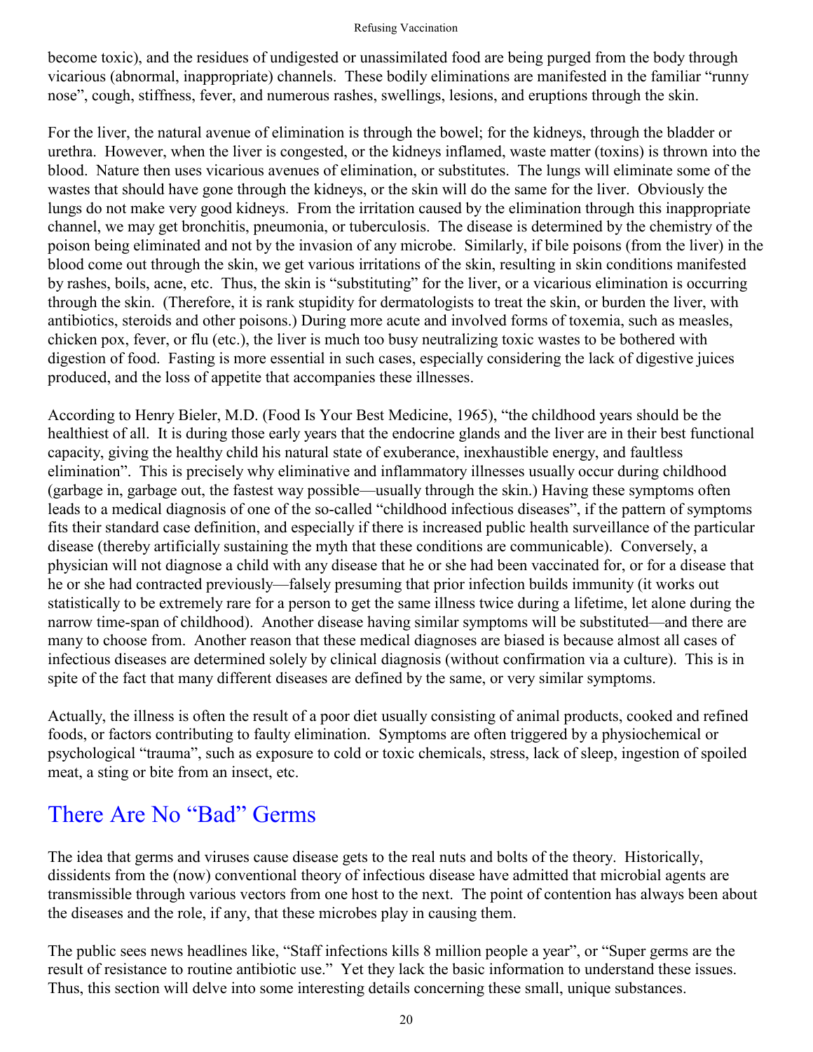become toxic), and the residues of undigested or unassimilated food are being purged from the body through vicarious (abnormal, inappropriate) channels. These bodily eliminations are manifested in the familiar "runny nose", cough, stiffness, fever, and numerous rashes, swellings, lesions, and eruptions through the skin.

For the liver, the natural avenue of elimination is through the bowel; for the kidneys, through the bladder or urethra. However, when the liver is congested, or the kidneys inflamed, waste matter (toxins) is thrown into the blood. Nature then uses vicarious avenues of elimination, or substitutes. The lungs will eliminate some of the wastes that should have gone through the kidneys, or the skin will do the same for the liver. Obviously the lungs do not make very good kidneys. From the irritation caused by the elimination through this inappropriate channel, we may get bronchitis, pneumonia, or tuberculosis. The disease is determined by the chemistry of the poison being eliminated and not by the invasion of any microbe. Similarly, if bile poisons (from the liver) in the blood come out through the skin, we get various irritations of the skin, resulting in skin conditions manifested by rashes, boils, acne, etc. Thus, the skin is "substituting" for the liver, or a vicarious elimination is occurring through the skin. (Therefore, it is rank stupidity for dermatologists to treat the skin, or burden the liver, with antibiotics, steroids and other poisons.) During more acute and involved forms of toxemia, such as measles, chicken pox, fever, or flu (etc.), the liver is much too busy neutralizing toxic wastes to be bothered with digestion of food. Fasting is more essential in such cases, especially considering the lack of digestive juices produced, and the loss of appetite that accompanies these illnesses.

According to Henry Bieler, M.D. (Food Is Your Best Medicine, 1965), "the childhood years should be the healthiest of all. It is during those early years that the endocrine glands and the liver are in their best functional capacity, giving the healthy child his natural state of exuberance, inexhaustible energy, and faultless elimination". This is precisely why eliminative and inflammatory illnesses usually occur during childhood (garbage in, garbage out, the fastest way possible—usually through the skin.) Having these symptoms often leads to a medical diagnosis of one of the so-called "childhood infectious diseases", if the pattern of symptoms fits their standard case definition, and especially if there is increased public health surveillance of the particular disease (thereby artificially sustaining the myth that these conditions are communicable). Conversely, a physician will not diagnose a child with any disease that he or she had been vaccinated for, or for a disease that he or she had contracted previously—falsely presuming that prior infection builds immunity (it works out statistically to be extremely rare for a person to get the same illness twice during a lifetime, let alone during the narrow time-span of childhood). Another disease having similar symptoms will be substituted—and there are many to choose from. Another reason that these medical diagnoses are biased is because almost all cases of infectious diseases are determined solely by clinical diagnosis (without confirmation via a culture). This is in spite of the fact that many different diseases are defined by the same, or very similar symptoms.

Actually, the illness is often the result of a poor diet usually consisting of animal products, cooked and refined foods, or factors contributing to faulty elimination. Symptoms are often triggered by a physiochemical or psychological "trauma", such as exposure to cold or toxic chemicals, stress, lack of sleep, ingestion of spoiled meat, a sting or bite from an insect, etc.

## There Are No "Bad" Germs

The idea that germs and viruses cause disease gets to the real nuts and bolts of the theory. Historically, dissidents from the (now) conventional theory of infectious disease have admitted that microbial agents are transmissible through various vectors from one host to the next. The point of contention has always been about the diseases and the role, if any, that these microbes play in causing them.

The public sees news headlines like, "Staff infections kills 8 million people a year", or "Super germs are the result of resistance to routine antibiotic use." Yet they lack the basic information to understand these issues. Thus, this section will delve into some interesting details concerning these small, unique substances.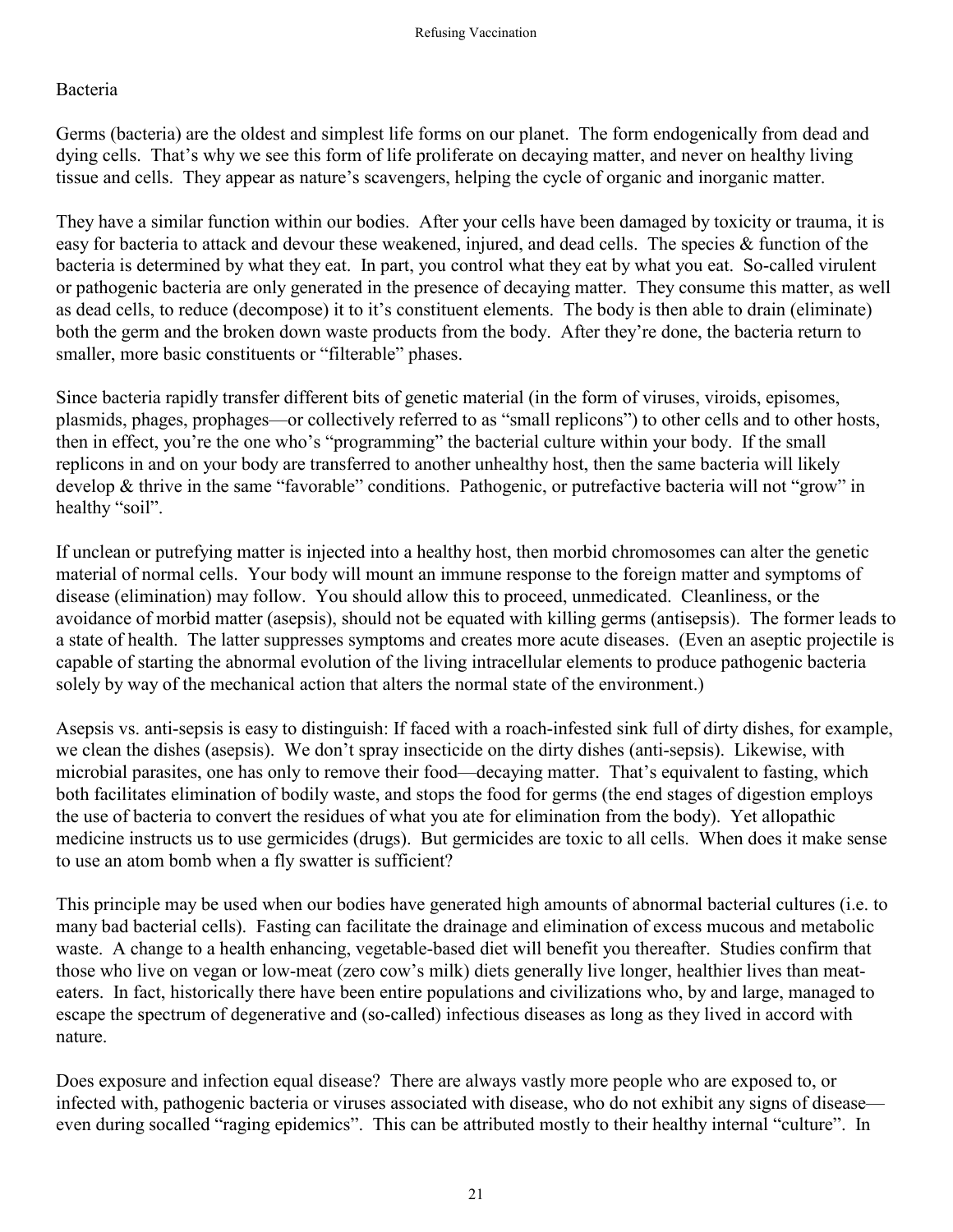## Bacteria

Germs (bacteria) are the oldest and simplest life forms on our planet. The form endogenically from dead and dying cells. That's why we see this form of life proliferate on decaying matter, and never on healthy living tissue and cells. They appear as nature's scavengers, helping the cycle of organic and inorganic matter.

They have a similar function within our bodies. After your cells have been damaged by toxicity or trauma, it is easy for bacteria to attack and devour these weakened, injured, and dead cells. The species & function of the bacteria is determined by what they eat. In part, you control what they eat by what you eat. So-called virulent or pathogenic bacteria are only generated in the presence of decaying matter. They consume this matter, as well as dead cells, to reduce (decompose) it to it's constituent elements. The body is then able to drain (eliminate) both the germ and the broken down waste products from the body. After they're done, the bacteria return to smaller, more basic constituents or "filterable" phases.

Since bacteria rapidly transfer different bits of genetic material (in the form of viruses, viroids, episomes, plasmids, phages, prophages—or collectively referred to as "small replicons") to other cells and to other hosts, then in effect, you're the one who's "programming" the bacterial culture within your body. If the small replicons in and on your body are transferred to another unhealthy host, then the same bacteria will likely develop & thrive in the same "favorable" conditions. Pathogenic, or putrefactive bacteria will not "grow" in healthy "soil".

If unclean or putrefying matter is injected into a healthy host, then morbid chromosomes can alter the genetic material of normal cells. Your body will mount an immune response to the foreign matter and symptoms of disease (elimination) may follow. You should allow this to proceed, unmedicated. Cleanliness, or the avoidance of morbid matter (asepsis), should not be equated with killing germs (antisepsis). The former leads to a state of health. The latter suppresses symptoms and creates more acute diseases. (Even an aseptic projectile is capable of starting the abnormal evolution of the living intracellular elements to produce pathogenic bacteria solely by way of the mechanical action that alters the normal state of the environment.)

Asepsis vs. anti-sepsis is easy to distinguish: If faced with a roach-infested sink full of dirty dishes, for example, we clean the dishes (asepsis). We don't spray insecticide on the dirty dishes (anti-sepsis). Likewise, with microbial parasites, one has only to remove their food—decaying matter. That's equivalent to fasting, which both facilitates elimination of bodily waste, and stops the food for germs (the end stages of digestion employs the use of bacteria to convert the residues of what you ate for elimination from the body). Yet allopathic medicine instructs us to use germicides (drugs). But germicides are toxic to all cells. When does it make sense to use an atom bomb when a fly swatter is sufficient?

This principle may be used when our bodies have generated high amounts of abnormal bacterial cultures (i.e. to many bad bacterial cells). Fasting can facilitate the drainage and elimination of excess mucous and metabolic waste. A change to a health enhancing, vegetable-based diet will benefit you thereafter. Studies confirm that those who live on vegan or low-meat (zero cow's milk) diets generally live longer, healthier lives than meat-eaters. In fact, historically there have been entire populations and civilizations who, by and large, managed to escape the spectrum of degenerative and (so-called) infectious diseases as long as they lived in accord with nature.

Does exposure and infection equal disease? There are always vastly more people who are exposed to, or infected with, pathogenic bacteria or viruses associated with disease, who do not exhibit any signs of disease—even during socalled "raging epidemics". This can be attributed mostly to their healthy internal "culture". In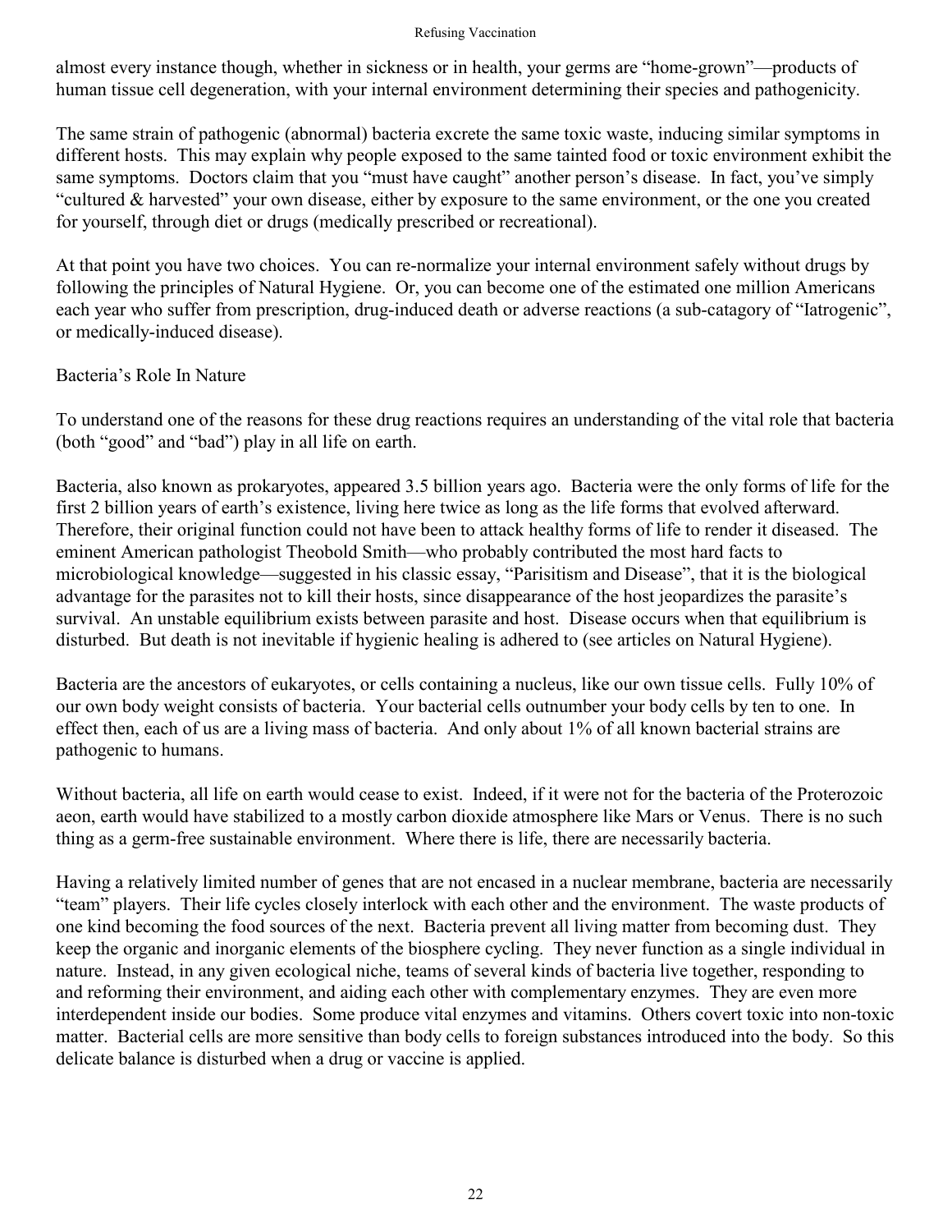almost every instance though, whether in sickness or in health, your germs are "home-grown"—products of human tissue cell degeneration, with your internal environment determining their species and pathogenicity.

The same strain of pathogenic (abnormal) bacteria excrete the same toxic waste, inducing similar symptoms in different hosts. This may explain why people exposed to the same tainted food or toxic environment exhibit the same symptoms. Doctors claim that you "must have caught" another person's disease. In fact, you've simply "cultured & harvested" your own disease, either by exposure to the same environment, or the one you created for yourself, through diet or drugs (medically prescribed or recreational).

At that point you have two choices. You can re-normalize your internal environment safely without drugs by following the principles of Natural Hygiene. Or, you can become one of the estimated one million Americans each year who suffer from prescription, drug-induced death or adverse reactions (a sub-catagory of "Iatrogenic", or medically-induced disease).

## Bacteria's Role In Nature

To understand one of the reasons for these drug reactions requires an understanding of the vital role that bacteria (both "good" and "bad") play in all life on earth.

Bacteria, also known as prokaryotes, appeared 3.5 billion years ago. Bacteria were the only forms of life for the first 2 billion years of earth's existence, living here twice as long as the life forms that evolved afterward. Therefore, their original function could not have been to attack healthy forms of life to render it diseased. The eminent American pathologist Theobold Smith—who probably contributed the most hard facts to microbiological knowledge—suggested in his classic essay, "Parisitism and Disease", that it is the biological advantage for the parasites not to kill their hosts, since disappearance of the host jeopardizes the parasite's survival. An unstable equilibrium exists between parasite and host. Disease occurs when that equilibrium is disturbed. But death is not inevitable if hygienic healing is adhered to (see articles on Natural Hygiene).

Bacteria are the ancestors of eukaryotes, or cells containing a nucleus, like our own tissue cells. Fully 10% of our own body weight consists of bacteria. Your bacterial cells outnumber your body cells by ten to one. In effect then, each of us are a living mass of bacteria. And only about 1% of all known bacterial strains are pathogenic to humans.

Without bacteria, all life on earth would cease to exist. Indeed, if it were not for the bacteria of the Proterozoic aeon, earth would have stabilized to a mostly carbon dioxide atmosphere like Mars or Venus. There is no such thing as a germ-free sustainable environment. Where there is life, there are necessarily bacteria.

Having a relatively limited number of genes that are not encased in a nuclear membrane, bacteria are necessarily "team" players. Their life cycles closely interlock with each other and the environment. The waste products of one kind becoming the food sources of the next. Bacteria prevent all living matter from becoming dust. They keep the organic and inorganic elements of the biosphere cycling. They never function as a single individual in nature. Instead, in any given ecological niche, teams of several kinds of bacteria live together, responding to and reforming their environment, and aiding each other with complementary enzymes. They are even more interdependent inside our bodies. Some produce vital enzymes and vitamins. Others covert toxic into non-toxic matter. Bacterial cells are more sensitive than body cells to foreign substances introduced into the body. So this delicate balance is disturbed when a drug or vaccine is applied.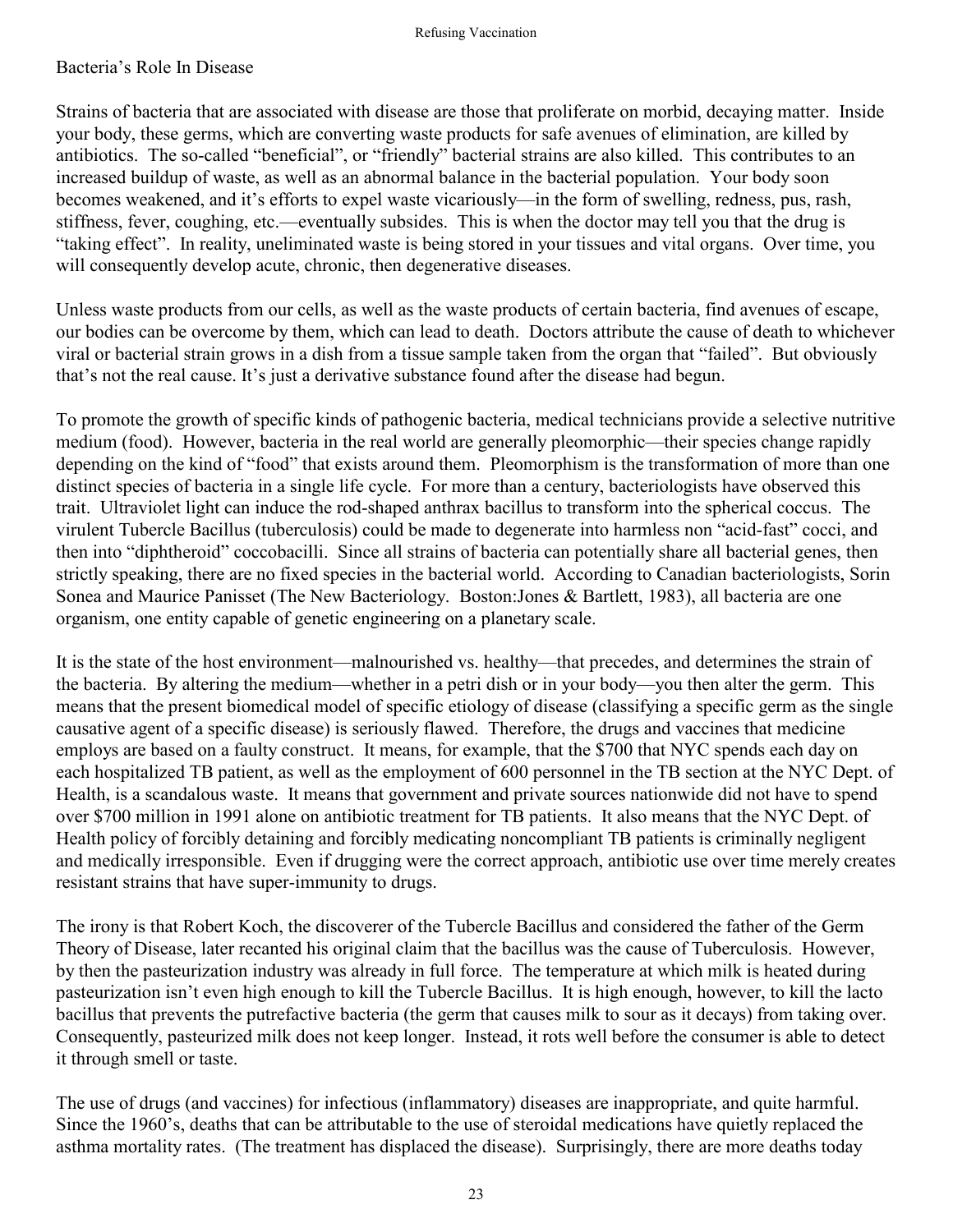## Bacteria's Role In Disease

Strains of bacteria that are associated with disease are those that proliferate on morbid, decaying matter. Inside your body, these germs, which are converting waste products for safe avenues of elimination, are killed by antibiotics. The so-called "beneficial", or "friendly" bacterial strains are also killed. This contributes to an increased buildup of waste, as well as an abnormal balance in the bacterial population. Your body soon becomes weakened, and it's efforts to expel waste vicariously—in the form of swelling, redness, pus, rash, stiffness, fever, coughing, etc.—eventually subsides. This is when the doctor may tell you that the drug is "taking effect". In reality, uneliminated waste is being stored in your tissues and vital organs. Over time, you will consequently develop acute, chronic, then degenerative diseases.

Unless waste products from our cells, as well as the waste products of certain bacteria, find avenues of escape, our bodies can be overcome by them, which can lead to death. Doctors attribute the cause of death to whichever viral or bacterial strain grows in a dish from a tissue sample taken from the organ that "failed". But obviously that's not the real cause. It's just a derivative substance found after the disease had begun.

To promote the growth of specific kinds of pathogenic bacteria, medical technicians provide a selective nutritive medium (food). However, bacteria in the real world are generally pleomorphic—their species change rapidly depending on the kind of "food" that exists around them. Pleomorphism is the transformation of more than one distinct species of bacteria in a single life cycle. For more than a century, bacteriologists have observed this trait. Ultraviolet light can induce the rod-shaped anthrax bacillus to transform into the spherical coccus. The virulent Tubercle Bacillus (tuberculosis) could be made to degenerate into harmless non "acid-fast" cocci, and then into "diphtheroid" coccobacilli. Since all strains of bacteria can potentially share all bacterial genes, then strictly speaking, there are no fixed species in the bacterial world. According to Canadian bacteriologists, Sorin Sonea and Maurice Panisset (The New Bacteriology. Boston:Jones & Bartlett, 1983), all bacteria are one organism, one entity capable of genetic engineering on a planetary scale.

It is the state of the host environment—malnourished vs. healthy—that precedes, and determines the strain of the bacteria. By altering the medium—whether in a petri dish or in your body—you then alter the germ. This means that the present biomedical model of specific etiology of disease (classifying a specific germ as the single causative agent of a specific disease) is seriously flawed. Therefore, the drugs and vaccines that medicine employs are based on a faulty construct. It means, for example, that the $700 that NYC spends each day on each hospitalized TB patient, as well as the employment of 600 personnel in the TB section at the NYC Dept. of Health, is a scandalous waste. It means that government and private sources nationwide did not have to spend over $700 million in 1991 alone on antibiotic treatment for TB patients. It also means that the NYC Dept. of Health policy of forcibly detaining and forcibly medicating noncompliant TB patients is criminally negligent and medically irresponsible. Even if drugging were the correct approach, antibiotic use over time merely creates resistant strains that have super-immunity to drugs.

The irony is that Robert Koch, the discoverer of the Tubercle Bacillus and considered the father of the Germ Theory of Disease, later recanted his original claim that the bacillus was the cause of Tuberculosis. However, by then the pasteurization industry was already in full force. The temperature at which milk is heated during pasteurization isn't even high enough to kill the Tubercle Bacillus. It is high enough, however, to kill the lacto bacillus that prevents the putrefactive bacteria (the germ that causes milk to sour as it decays) from taking over. Consequently, pasteurized milk does not keep longer. Instead, it rots well before the consumer is able to detect it through smell or taste.

The use of drugs (and vaccines) for infectious (inflammatory) diseases are inappropriate, and quite harmful. Since the 1960's, deaths that can be attributable to the use of steroidal medications have quietly replaced the asthma mortality rates. (The treatment has displaced the disease). Surprisingly, there are more deaths today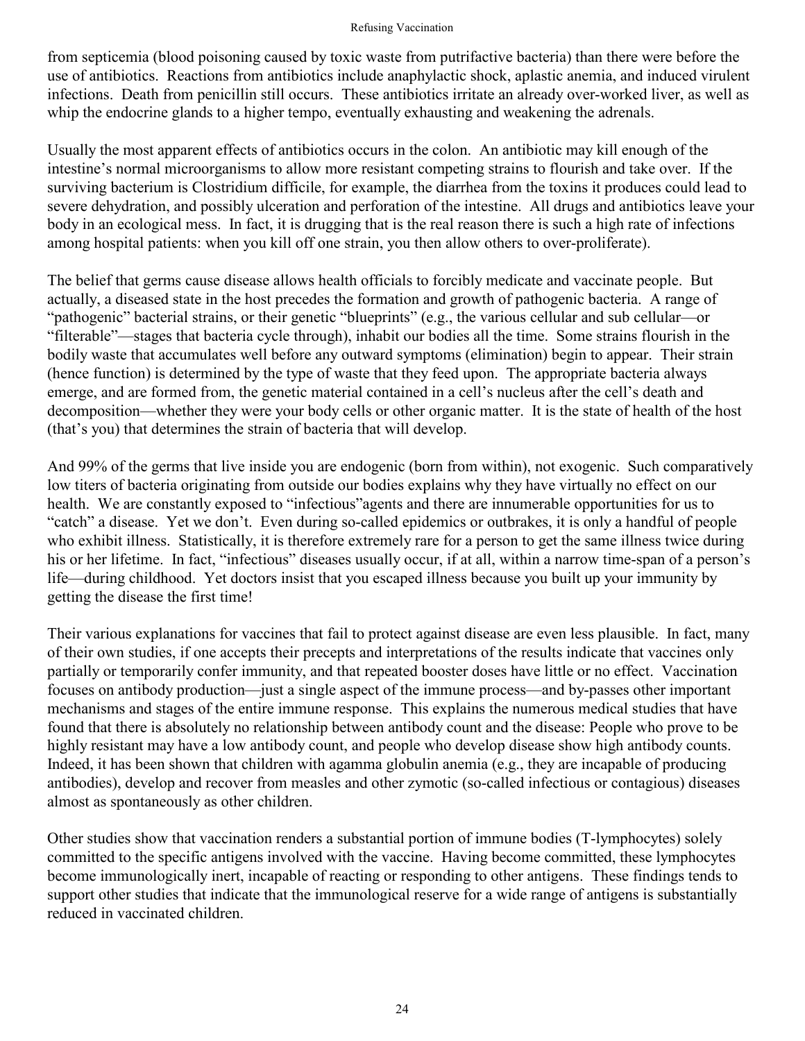from septicemia (blood poisoning caused by toxic waste from putrifactive bacteria) than there were before the use of antibiotics. Reactions from antibiotics include anaphylactic shock, aplastic anemia, and induced virulent infections. Death from penicillin still occurs. These antibiotics irritate an already over-worked liver, as well as whip the endocrine glands to a higher tempo, eventually exhausting and weakening the adrenals.

Usually the most apparent effects of antibiotics occurs in the colon. An antibiotic may kill enough of the intestine's normal microorganisms to allow more resistant competing strains to flourish and take over. If the surviving bacterium is Clostridium difficile, for example, the diarrhea from the toxins it produces could lead to severe dehydration, and possibly ulceration and perforation of the intestine. All drugs and antibiotics leave your body in an ecological mess. In fact, it is drugging that is the real reason there is such a high rate of infections among hospital patients: when you kill off one strain, you then allow others to over-proliferate).

The belief that germs cause disease allows health officials to forcibly medicate and vaccinate people. But actually, a diseased state in the host precedes the formation and growth of pathogenic bacteria. A range of "pathogenic" bacterial strains, or their genetic "blueprints" (e.g., the various cellular and sub cellular—or "filterable"—stages that bacteria cycle through), inhabit our bodies all the time. Some strains flourish in the bodily waste that accumulates well before any outward symptoms (elimination) begin to appear. Their strain (hence function) is determined by the type of waste that they feed upon. The appropriate bacteria always emerge, and are formed from, the genetic material contained in a cell's nucleus after the cell's death and decomposition—whether they were your body cells or other organic matter. It is the state of health of the host (that's you) that determines the strain of bacteria that will develop.

And 99% of the germs that live inside you are endogenic (born from within), not exogenic. Such comparatively low titers of bacteria originating from outside our bodies explains why they have virtually no effect on our health. We are constantly exposed to "infectious"agents and there are innumerable opportunities for us to "catch" a disease. Yet we don't. Even during so-called epidemics or outbrakes, it is only a handful of people who exhibit illness. Statistically, it is therefore extremely rare for a person to get the same illness twice during his or her lifetime. In fact, "infectious" diseases usually occur, if at all, within a narrow time-span of a person's life—during childhood. Yet doctors insist that you escaped illness because you built up your immunity by getting the disease the first time!

Their various explanations for vaccines that fail to protect against disease are even less plausible. In fact, many of their own studies, if one accepts their precepts and interpretations of the results indicate that vaccines only partially or temporarily confer immunity, and that repeated booster doses have little or no effect. Vaccination focuses on antibody production—just a single aspect of the immune process—and by-passes other important mechanisms and stages of the entire immune response. This explains the numerous medical studies that have found that there is absolutely no relationship between antibody count and the disease: People who prove to be highly resistant may have a low antibody count, and people who develop disease show high antibody counts. Indeed, it has been shown that children with agamma globulin anemia (e.g., they are incapable of producing antibodies), develop and recover from measles and other zymotic (so-called infectious or contagious) diseases almost as spontaneously as other children.

Other studies show that vaccination renders a substantial portion of immune bodies (T-lymphocytes) solely committed to the specific antigens involved with the vaccine. Having become committed, these lymphocytes become immunologically inert, incapable of reacting or responding to other antigens. These findings tends to support other studies that indicate that the immunological reserve for a wide range of antigens is substantially reduced in vaccinated children.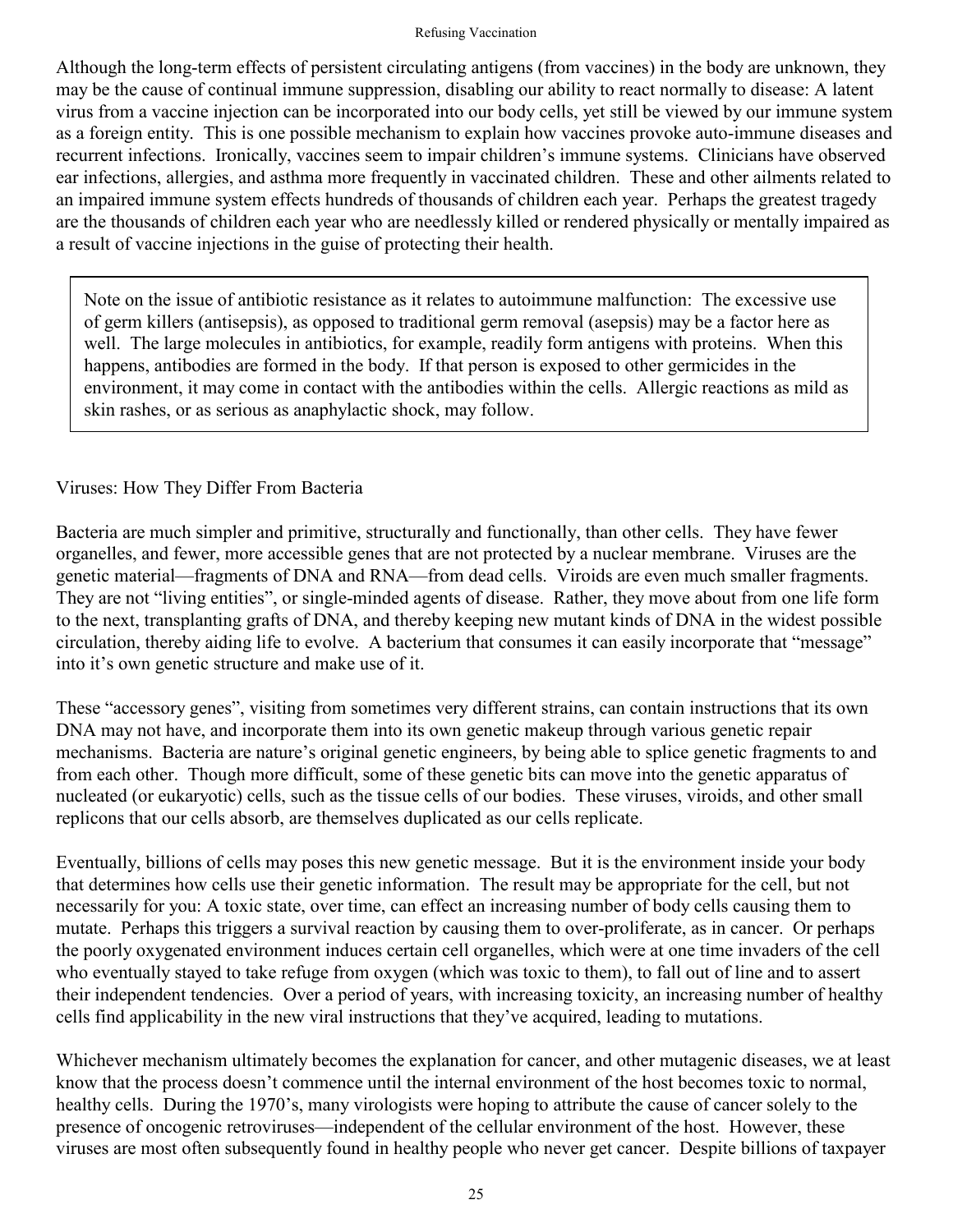Although the long-term effects of persistent circulating antigens (from vaccines) in the body are unknown, they may be the cause of continual immune suppression, disabling our ability to react normally to disease: A latent virus from a vaccine injection can be incorporated into our body cells, yet still be viewed by our immune system as a foreign entity. This is one possible mechanism to explain how vaccines provoke auto-immune diseases and recurrent infections. Ironically, vaccines seem to impair children's immune systems. Clinicians have observed ear infections, allergies, and asthma more frequently in vaccinated children. These and other ailments related to an impaired immune system effects hundreds of thousands of children each year. Perhaps the greatest tragedy are the thousands of children each year who are needlessly killed or rendered physically or mentally impaired as a result of vaccine injections in the guise of protecting their health.

> Note on the issue of antibiotic resistance as it relates to autoimmune malfunction: The excessive use of germ killers (antisepsis), as opposed to traditional germ removal (asepsis) may be a factor here as well. The large molecules in antibiotics, for example, readily form antigens with proteins. When this happens, antibodies are formed in the body. If that person is exposed to other germicides in the environment, it may come in contact with the antibodies within the cells. Allergic reactions as mild as skin rashes, or as serious as anaphylactic shock, may follow.

## Viruses: How They Differ From Bacteria

Bacteria are much simpler and primitive, structurally and functionally, than other cells. They have fewer organelles, and fewer, more accessible genes that are not protected by a nuclear membrane. Viruses are the genetic material—fragments of DNA and RNA—from dead cells. Viroids are even much smaller fragments. They are not "living entities", or single-minded agents of disease. Rather, they move about from one life form to the next, transplanting grafts of DNA, and thereby keeping new mutant kinds of DNA in the widest possible circulation, thereby aiding life to evolve. A bacterium that consumes it can easily incorporate that "message" into it's own genetic structure and make use of it.

These "accessory genes", visiting from sometimes very different strains, can contain instructions that its own DNA may not have, and incorporate them into its own genetic makeup through various genetic repair mechanisms. Bacteria are nature's original genetic engineers, by being able to splice genetic fragments to and from each other. Though more difficult, some of these genetic bits can move into the genetic apparatus of nucleated (or eukaryotic) cells, such as the tissue cells of our bodies. These viruses, viroids, and other small replicons that our cells absorb, are themselves duplicated as our cells replicate.

Eventually, billions of cells may poses this new genetic message. But it is the environment inside your body that determines how cells use their genetic information. The result may be appropriate for the cell, but not necessarily for you: A toxic state, over time, can effect an increasing number of body cells causing them to mutate. Perhaps this triggers a survival reaction by causing them to over-proliferate, as in cancer. Or perhaps the poorly oxygenated environment induces certain cell organelles, which were at one time invaders of the cell who eventually stayed to take refuge from oxygen (which was toxic to them), to fall out of line and to assert their independent tendencies. Over a period of years, with increasing toxicity, an increasing number of healthy cells find applicability in the new viral instructions that they've acquired, leading to mutations.

Whichever mechanism ultimately becomes the explanation for cancer, and other mutagenic diseases, we at least know that the process doesn't commence until the internal environment of the host becomes toxic to normal, healthy cells. During the 1970's, many virologists were hoping to attribute the cause of cancer solely to the presence of oncogenic retroviruses—independent of the cellular environment of the host. However, these viruses are most often subsequently found in healthy people who never get cancer. Despite billions of taxpayer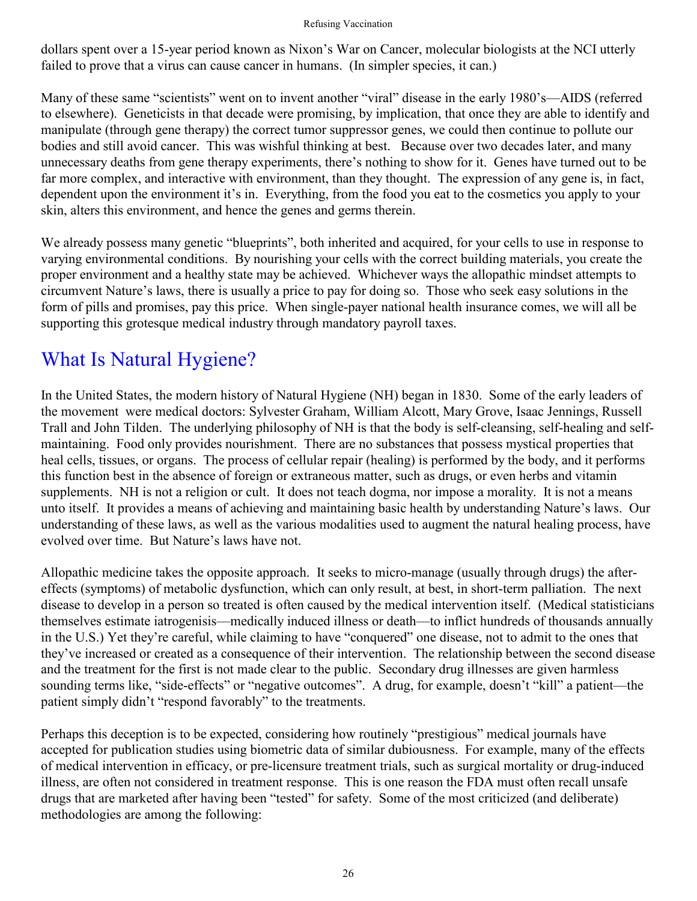dollars spent over a 15-year period known as Nixon's War on Cancer, molecular biologists at the NCI utterly failed to prove that a virus can cause cancer in humans. (In simpler species, it can.)

Many of these same "scientists" went on to invent another "viral" disease in the early 1980's—AIDS (referred to elsewhere). Geneticists in that decade were promising, by implication, that once they are able to identify and manipulate (through gene therapy) the correct tumor suppressor genes, we could then continue to pollute our bodies and still avoid cancer. This was wishful thinking at best. Because over two decades later, and many unnecessary deaths from gene therapy experiments, there's nothing to show for it. Genes have turned out to be far more complex, and interactive with environment, than they thought. The expression of any gene is, in fact, dependent upon the environment it's in. Everything, from the food you eat to the cosmetics you apply to your skin, alters this environment, and hence the genes and germs therein.

We already possess many genetic "blueprints", both inherited and acquired, for your cells to use in response to varying environmental conditions. By nourishing your cells with the correct building materials, you create the proper environment and a healthy state may be achieved. Whichever ways the allopathic mindset attempts to circumvent Nature's laws, there is usually a price to pay for doing so. Those who seek easy solutions in the form of pills and promises, pay this price. When single-payer national health insurance comes, we will all be supporting this grotesque medical industry through mandatory payroll taxes.

## What Is Natural Hygiene?

In the United States, the modern history of Natural Hygiene (NH) began in 1830. Some of the early leaders of the movement were medical doctors: Sylvester Graham, William Alcott, Mary Grove, Isaac Jennings, Russell Trall and John Tilden. The underlying philosophy of NH is that the body is self-cleansing, self-healing and self-maintaining. Food only provides nourishment. There are no substances that possess mystical properties that heal cells, tissues, or organs. The process of cellular repair (healing) is performed by the body, and it performs this function best in the absence of foreign or extraneous matter, such as drugs, or even herbs and vitamin supplements. NH is not a religion or cult. It does not teach dogma, nor impose a morality. It is not a means unto itself. It provides a means of achieving and maintaining basic health by understanding Nature's laws. Our understanding of these laws, as well as the various modalities used to augment the natural healing process, have evolved over time. But Nature's laws have not.

Allopathic medicine takes the opposite approach. It seeks to micro-manage (usually through drugs) the after-effects (symptoms) of metabolic dysfunction, which can only result, at best, in short-term palliation. The next disease to develop in a person so treated is often caused by the medical intervention itself. (Medical statisticians themselves estimate iatrogenisis—medically induced illness or death—to inflict hundreds of thousands annually in the U.S.) Yet they're careful, while claiming to have "conquered" one disease, not to admit to the ones that they've increased or created as a consequence of their intervention. The relationship between the second disease and the treatment for the first is not made clear to the public. Secondary drug illnesses are given harmless sounding terms like, "side-effects" or "negative outcomes". A drug, for example, doesn't "kill" a patient—the patient simply didn't "respond favorably" to the treatments.

Perhaps this deception is to be expected, considering how routinely "prestigious" medical journals have accepted for publication studies using biometric data of similar dubiousness. For example, many of the effects of medical intervention in efficacy, or pre-licensure treatment trials, such as surgical mortality or drug-induced illness, are often not considered in treatment response. This is one reason the FDA must often recall unsafe drugs that are marketed after having been "tested" for safety. Some of the most criticized (and deliberate) methodologies are among the following: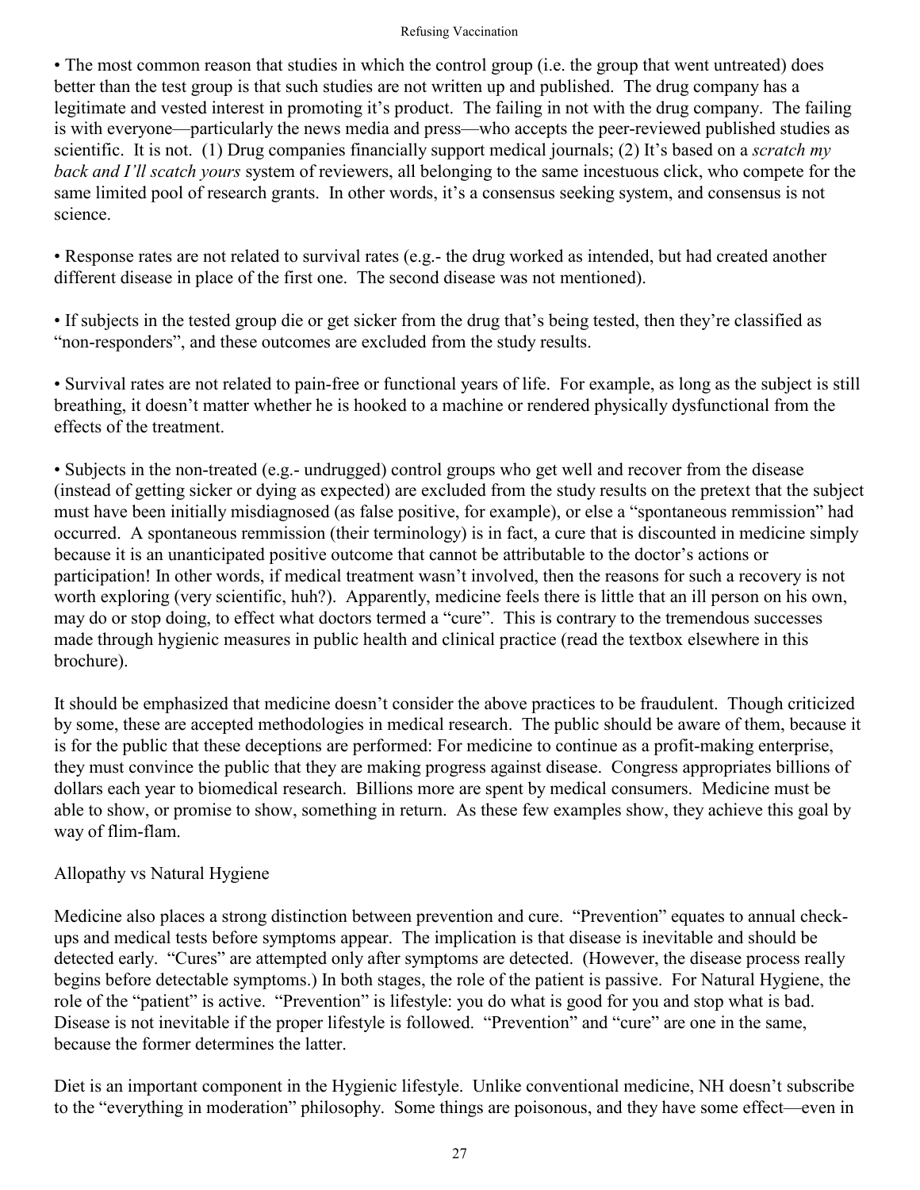- The most common reason that studies in which the control group (i.e. the group that went untreated) does better than the test group is that such studies are not written up and published. The drug company has a legitimate and vested interest in promoting it's product. The failing in not with the drug company. The failing is with everyone—particularly the news media and press—who accepts the peer-reviewed published studies as scientific. It is not. (1) Drug companies financially support medical journals; (2) It's based on a *scratch my back and I'll scatch yours* system of reviewers, all belonging to the same incestuous click, who compete for the same limited pool of research grants. In other words, it's a consensus seeking system, and consensus is not science.

- Response rates are not related to survival rates (e.g.- the drug worked as intended, but had created another different disease in place of the first one. The second disease was not mentioned).

- If subjects in the tested group die or get sicker from the drug that's being tested, then they're classified as "non-responders", and these outcomes are excluded from the study results.

- Survival rates are not related to pain-free or functional years of life. For example, as long as the subject is still breathing, it doesn't matter whether he is hooked to a machine or rendered physically dysfunctional from the effects of the treatment.

- Subjects in the non-treated (e.g.- undrugged) control groups who get well and recover from the disease (instead of getting sicker or dying as expected) are excluded from the study results on the pretext that the subject must have been initially misdiagnosed (as false positive, for example), or else a "spontaneous remmission" had occurred. A spontaneous remmission (their terminology) is in fact, a cure that is discounted in medicine simply because it is an unanticipated positive outcome that cannot be attributable to the doctor's actions or participation! In other words, if medical treatment wasn't involved, then the reasons for such a recovery is not worth exploring (very scientific, huh?). Apparently, medicine feels there is little that an ill person on his own, may do or stop doing, to effect what doctors termed a "cure". This is contrary to the tremendous successes made through hygienic measures in public health and clinical practice (read the textbox elsewhere in this brochure).

It should be emphasized that medicine doesn't consider the above practices to be fraudulent. Though criticized by some, these are accepted methodologies in medical research. The public should be aware of them, because it is for the public that these deceptions are performed: For medicine to continue as a profit-making enterprise, they must convince the public that they are making progress against disease. Congress appropriates billions of dollars each year to biomedical research. Billions more are spent by medical consumers. Medicine must be able to show, or promise to show, something in return. As these few examples show, they achieve this goal by way of flim-flam.

## Allopathy vs Natural Hygiene

Medicine also places a strong distinction between prevention and cure. "Prevention" equates to annual check-ups and medical tests before symptoms appear. The implication is that disease is inevitable and should be detected early. "Cures" are attempted only after symptoms are detected. (However, the disease process really begins before detectable symptoms.) In both stages, the role of the patient is passive. For Natural Hygiene, the role of the "patient" is active. "Prevention" is lifestyle: you do what is good for you and stop what is bad. Disease is not inevitable if the proper lifestyle is followed. "Prevention" and "cure" are one in the same, because the former determines the latter.

Diet is an important component in the Hygienic lifestyle. Unlike conventional medicine, NH doesn't subscribe to the "everything in moderation" philosophy. Some things are poisonous, and they have some effect—even in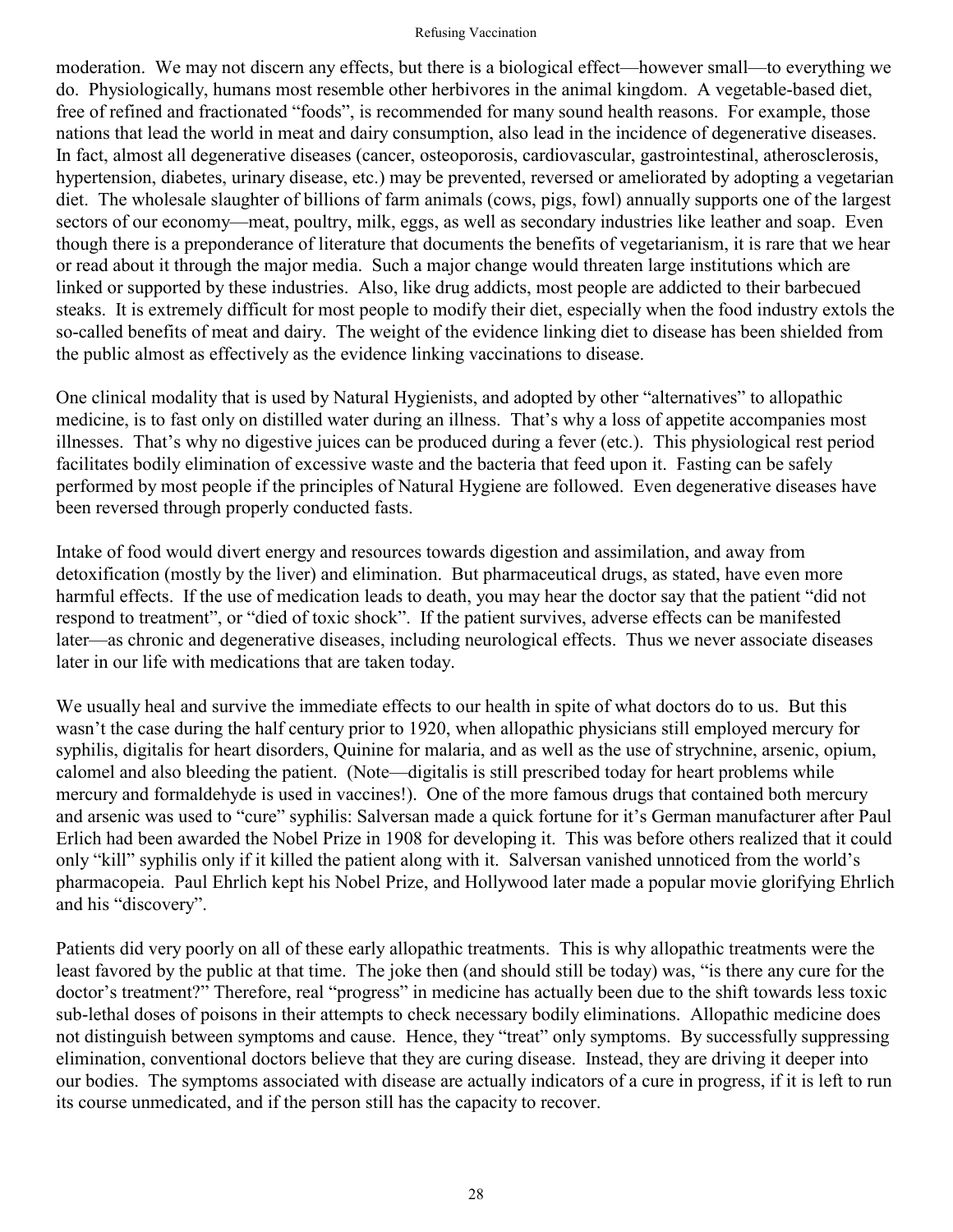moderation. We may not discern any effects, but there is a biological effect—however small—to everything we do. Physiologically, humans most resemble other herbivores in the animal kingdom. A vegetable-based diet, free of refined and fractionated "foods", is recommended for many sound health reasons. For example, those nations that lead the world in meat and dairy consumption, also lead in the incidence of degenerative diseases. In fact, almost all degenerative diseases (cancer, osteoporosis, cardiovascular, gastrointestinal, atherosclerosis, hypertension, diabetes, urinary disease, etc.) may be prevented, reversed or ameliorated by adopting a vegetarian diet. The wholesale slaughter of billions of farm animals (cows, pigs, fowl) annually supports one of the largest sectors of our economy—meat, poultry, milk, eggs, as well as secondary industries like leather and soap. Even though there is a preponderance of literature that documents the benefits of vegetarianism, it is rare that we hear or read about it through the major media. Such a major change would threaten large institutions which are linked or supported by these industries. Also, like drug addicts, most people are addicted to their barbecued steaks. It is extremely difficult for most people to modify their diet, especially when the food industry extols the so-called benefits of meat and dairy. The weight of the evidence linking diet to disease has been shielded from the public almost as effectively as the evidence linking vaccinations to disease.

One clinical modality that is used by Natural Hygienists, and adopted by other "alternatives" to allopathic medicine, is to fast only on distilled water during an illness. That's why a loss of appetite accompanies most illnesses. That's why no digestive juices can be produced during a fever (etc.). This physiological rest period facilitates bodily elimination of excessive waste and the bacteria that feed upon it. Fasting can be safely performed by most people if the principles of Natural Hygiene are followed. Even degenerative diseases have been reversed through properly conducted fasts.

Intake of food would divert energy and resources towards digestion and assimilation, and away from detoxification (mostly by the liver) and elimination. But pharmaceutical drugs, as stated, have even more harmful effects. If the use of medication leads to death, you may hear the doctor say that the patient "did not respond to treatment", or "died of toxic shock". If the patient survives, adverse effects can be manifested later—as chronic and degenerative diseases, including neurological effects. Thus we never associate diseases later in our life with medications that are taken today.

We usually heal and survive the immediate effects to our health in spite of what doctors do to us. But this wasn't the case during the half century prior to 1920, when allopathic physicians still employed mercury for syphilis, digitalis for heart disorders, Quinine for malaria, and as well as the use of strychnine, arsenic, opium, calomel and also bleeding the patient. (Note—digitalis is still prescribed today for heart problems while mercury and formaldehyde is used in vaccines!). One of the more famous drugs that contained both mercury and arsenic was used to "cure" syphilis: Salversan made a quick fortune for it's German manufacturer after Paul Erlich had been awarded the Nobel Prize in 1908 for developing it. This was before others realized that it could only "kill" syphilis only if it killed the patient along with it. Salversan vanished unnoticed from the world's pharmacopeia. Paul Ehrlich kept his Nobel Prize, and Hollywood later made a popular movie glorifying Ehrlich and his "discovery".

Patients did very poorly on all of these early allopathic treatments. This is why allopathic treatments were the least favored by the public at that time. The joke then (and should still be today) was, "is there any cure for the doctor's treatment?" Therefore, real "progress" in medicine has actually been due to the shift towards less toxic sub-lethal doses of poisons in their attempts to check necessary bodily eliminations. Allopathic medicine does not distinguish between symptoms and cause. Hence, they "treat" only symptoms. By successfully suppressing elimination, conventional doctors believe that they are curing disease. Instead, they are driving it deeper into our bodies. The symptoms associated with disease are actually indicators of a cure in progress, if it is left to run its course unmedicated, and if the person still has the capacity to recover.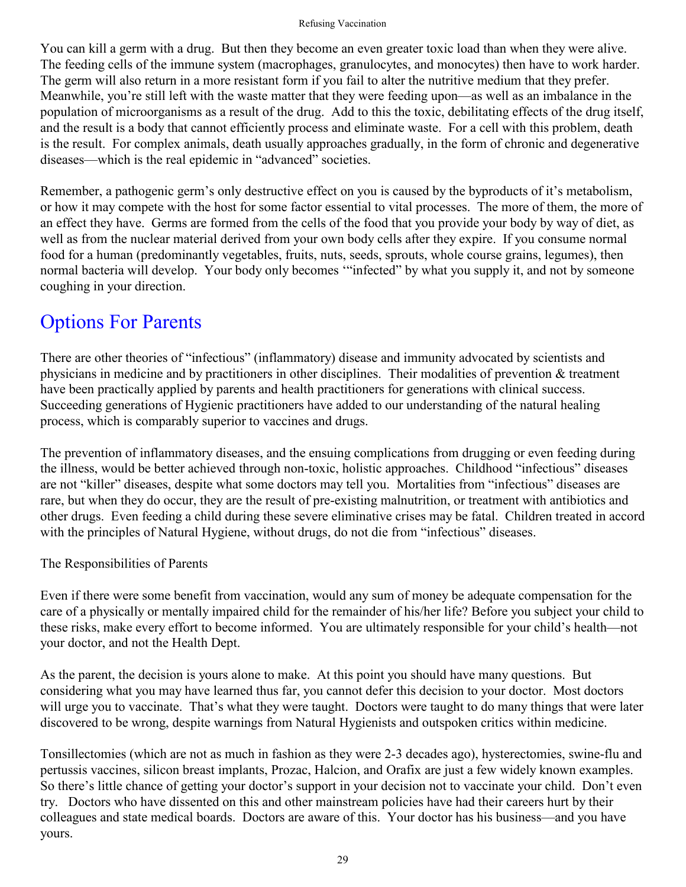You can kill a germ with a drug. But then they become an even greater toxic load than when they were alive. The feeding cells of the immune system (macrophages, granulocytes, and monocytes) then have to work harder. The germ will also return in a more resistant form if you fail to alter the nutritive medium that they prefer. Meanwhile, you're still left with the waste matter that they were feeding upon—as well as an imbalance in the population of microorganisms as a result of the drug. Add to this the toxic, debilitating effects of the drug itself, and the result is a body that cannot efficiently process and eliminate waste. For a cell with this problem, death is the result. For complex animals, death usually approaches gradually, in the form of chronic and degenerative diseases—which is the real epidemic in "advanced" societies.

Remember, a pathogenic germ's only destructive effect on you is caused by the byproducts of it's metabolism, or how it may compete with the host for some factor essential to vital processes. The more of them, the more of an effect they have. Germs are formed from the cells of the food that you provide your body by way of diet, as well as from the nuclear material derived from your own body cells after they expire. If you consume normal food for a human (predominantly vegetables, fruits, nuts, seeds, sprouts, whole course grains, legumes), then normal bacteria will develop. Your body only becomes '"infected" by what you supply it, and not by someone coughing in your direction.

## Options For Parents

There are other theories of "infectious" (inflammatory) disease and immunity advocated by scientists and physicians in medicine and by practitioners in other disciplines. Their modalities of prevention & treatment have been practically applied by parents and health practitioners for generations with clinical success. Succeeding generations of Hygienic practitioners have added to our understanding of the natural healing process, which is comparably superior to vaccines and drugs.

The prevention of inflammatory diseases, and the ensuing complications from drugging or even feeding during the illness, would be better achieved through non-toxic, holistic approaches. Childhood "infectious" diseases are not "killer" diseases, despite what some doctors may tell you. Mortalities from "infectious" diseases are rare, but when they do occur, they are the result of pre-existing malnutrition, or treatment with antibiotics and other drugs. Even feeding a child during these severe eliminative crises may be fatal. Children treated in accord with the principles of Natural Hygiene, without drugs, do not die from "infectious" diseases.

### The Responsibilities of Parents

Even if there were some benefit from vaccination, would any sum of money be adequate compensation for the care of a physically or mentally impaired child for the remainder of his/her life? Before you subject your child to these risks, make every effort to become informed. You are ultimately responsible for your child's health—not your doctor, and not the Health Dept.

As the parent, the decision is yours alone to make. At this point you should have many questions. But considering what you may have learned thus far, you cannot defer this decision to your doctor. Most doctors will urge you to vaccinate. That's what they were taught. Doctors were taught to do many things that were later discovered to be wrong, despite warnings from Natural Hygienists and outspoken critics within medicine.

Tonsillectomies (which are not as much in fashion as they were 2-3 decades ago), hysterectomies, swine-flu and pertussis vaccines, silicon breast implants, Prozac, Halcion, and Orafix are just a few widely known examples. So there's little chance of getting your doctor's support in your decision not to vaccinate your child. Don't even try. Doctors who have dissented on this and other mainstream policies have had their careers hurt by their colleagues and state medical boards. Doctors are aware of this. Your doctor has his business—and you have yours.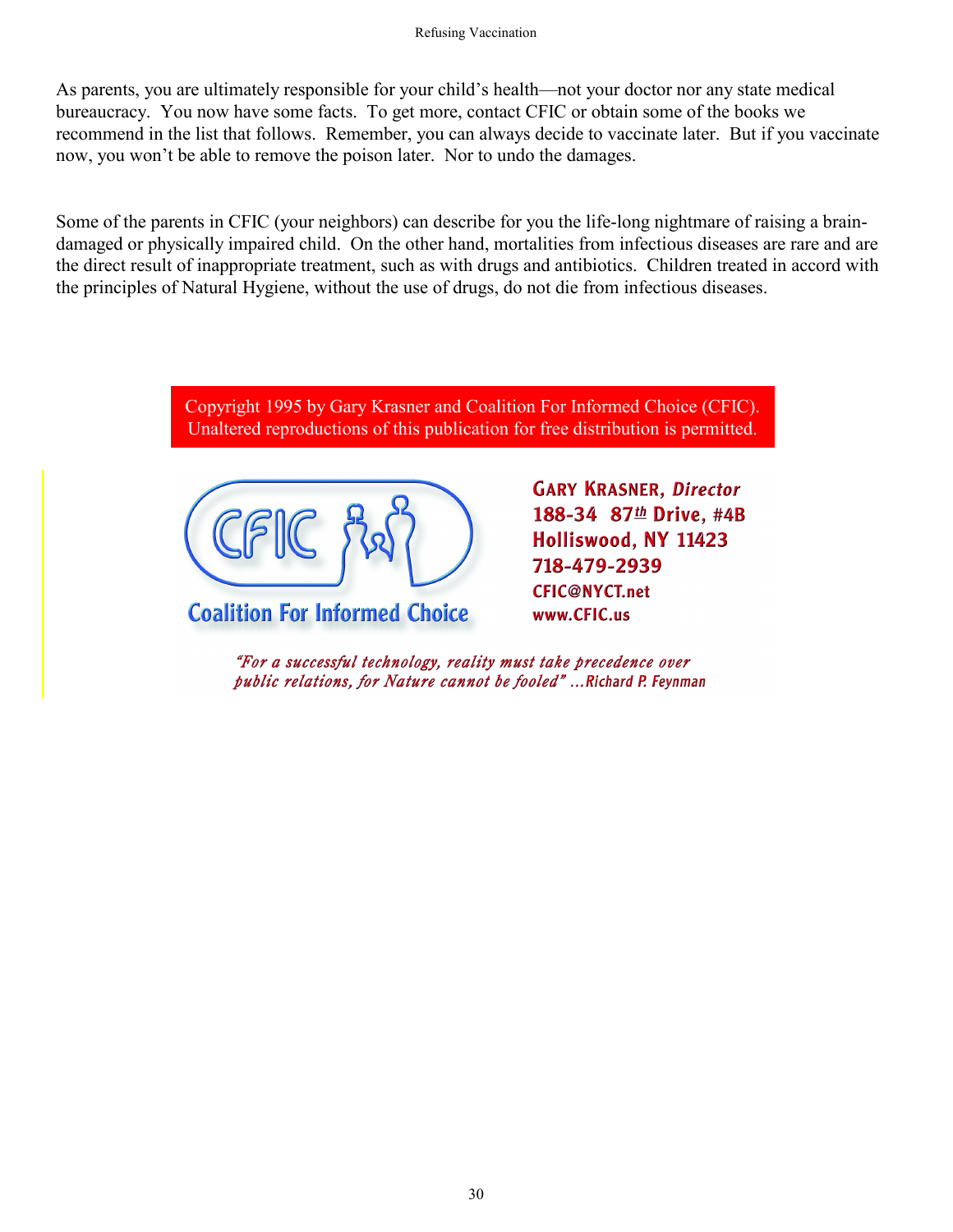As parents, you are ultimately responsible for your child's health—not your doctor nor any state medical bureaucracy. You now have some facts. To get more, contact CFIC or obtain some of the books we recommend in the list that follows. Remember, you can always decide to vaccinate later. But if you vaccinate now, you won't be able to remove the poison later. Nor to undo the damages.

Some of the parents in CFIC (your neighbors) can describe for you the life-long nightmare of raising a brain-damaged or physically impaired child. On the other hand, mortalities from infectious diseases are rare and are the direct result of inappropriate treatment, such as with drugs and antibiotics. Children treated in accord with the principles of Natural Hygiene, without the use of drugs, do not die from infectious diseases.

Copyright 1995 by Gary Krasner and Coalition For Informed Choice (CFIC).
Unaltered reproductions of this publication for free distribution is permitted.

CFIC

Coalition For Informed Choice

**GARY KRASNER, *Director***
**188-34 87th Drive, #4B**
**Holliswood, NY 11423**
**718-479-2939**
**CFIC@NYCT.net**
**www.CFIC.us**

*"For a successful technology, reality must take precedence over public relations, for Nature cannot be fooled"* ...Richard P. Feynman